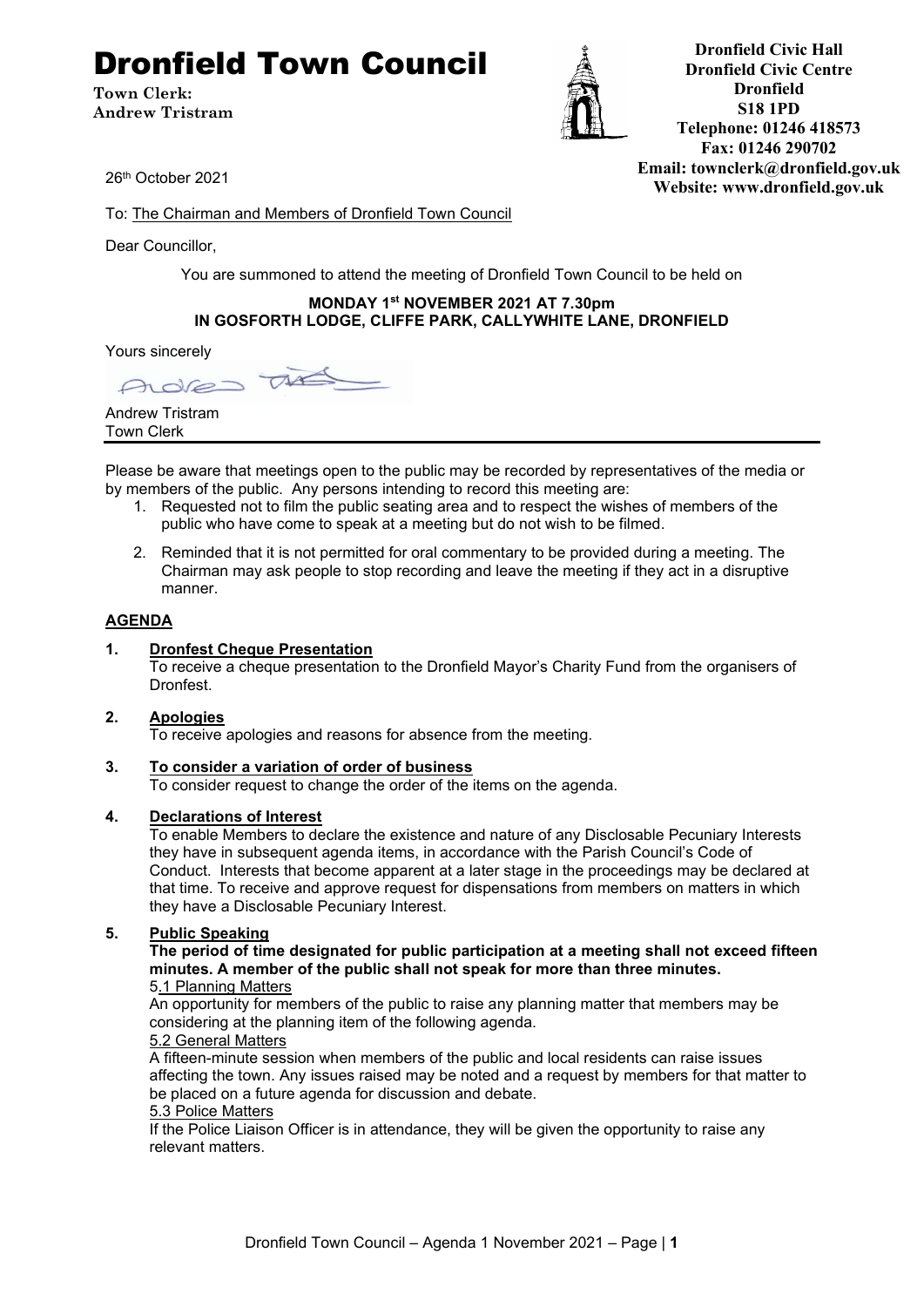# Dronfield Town Council

**Town Clerk:**
**Andrew Tristram**

**Dronfield Civic Hall**
**Dronfield Civic Centre**
**Dronfield**
**S18 1PD**
**Telephone: 01246 418573**
**Fax: 01246 290702**
**Email: townclerk@dronfield.gov.uk**
**Website: www.dronfield.gov.uk**

26th October 2021

To: The Chairman and Members of Dronfield Town Council

Dear Councillor,

You are summoned to attend the meeting of Dronfield Town Council to be held on

**MONDAY 1st NOVEMBER 2021 AT 7.30pm**
**IN GOSFORTH LODGE, CLIFFE PARK, CALLYWHITE LANE, DRONFIELD**

Yours sincerely

Andrew Tristram
Town Clerk

---

Please be aware that meetings open to the public may be recorded by representatives of the media or by members of the public. Any persons intending to record this meeting are:

1. Requested not to film the public seating area and to respect the wishes of members of the public who have come to speak at a meeting but do not wish to be filmed.
2. Reminded that it is not permitted for oral commentary to be provided during a meeting. The Chairman may ask people to stop recording and leave the meeting if they act in a disruptive manner.

## AGENDA

**1. Dronfest Cheque Presentation**
To receive a cheque presentation to the Dronfield Mayor's Charity Fund from the organisers of Dronfest.

**2. Apologies**
To receive apologies and reasons for absence from the meeting.

**3. To consider a variation of order of business**
To consider request to change the order of the items on the agenda.

**4. Declarations of Interest**
To enable Members to declare the existence and nature of any Disclosable Pecuniary Interests they have in subsequent agenda items, in accordance with the Parish Council's Code of Conduct. Interests that become apparent at a later stage in the proceedings may be declared at that time. To receive and approve request for dispensations from members on matters in which they have a Disclosable Pecuniary Interest.

**5. Public Speaking**
**The period of time designated for public participation at a meeting shall not exceed fifteen minutes. A member of the public shall not speak for more than three minutes.**

5.1 Planning Matters
An opportunity for members of the public to raise any planning matter that members may be considering at the planning item of the following agenda.

5.2 General Matters
A fifteen-minute session when members of the public and local residents can raise issues affecting the town. Any issues raised may be noted and a request by members for that matter to be placed on a future agenda for discussion and debate.

5.3 Police Matters
If the Police Liaison Officer is in attendance, they will be given the opportunity to raise any relevant matters.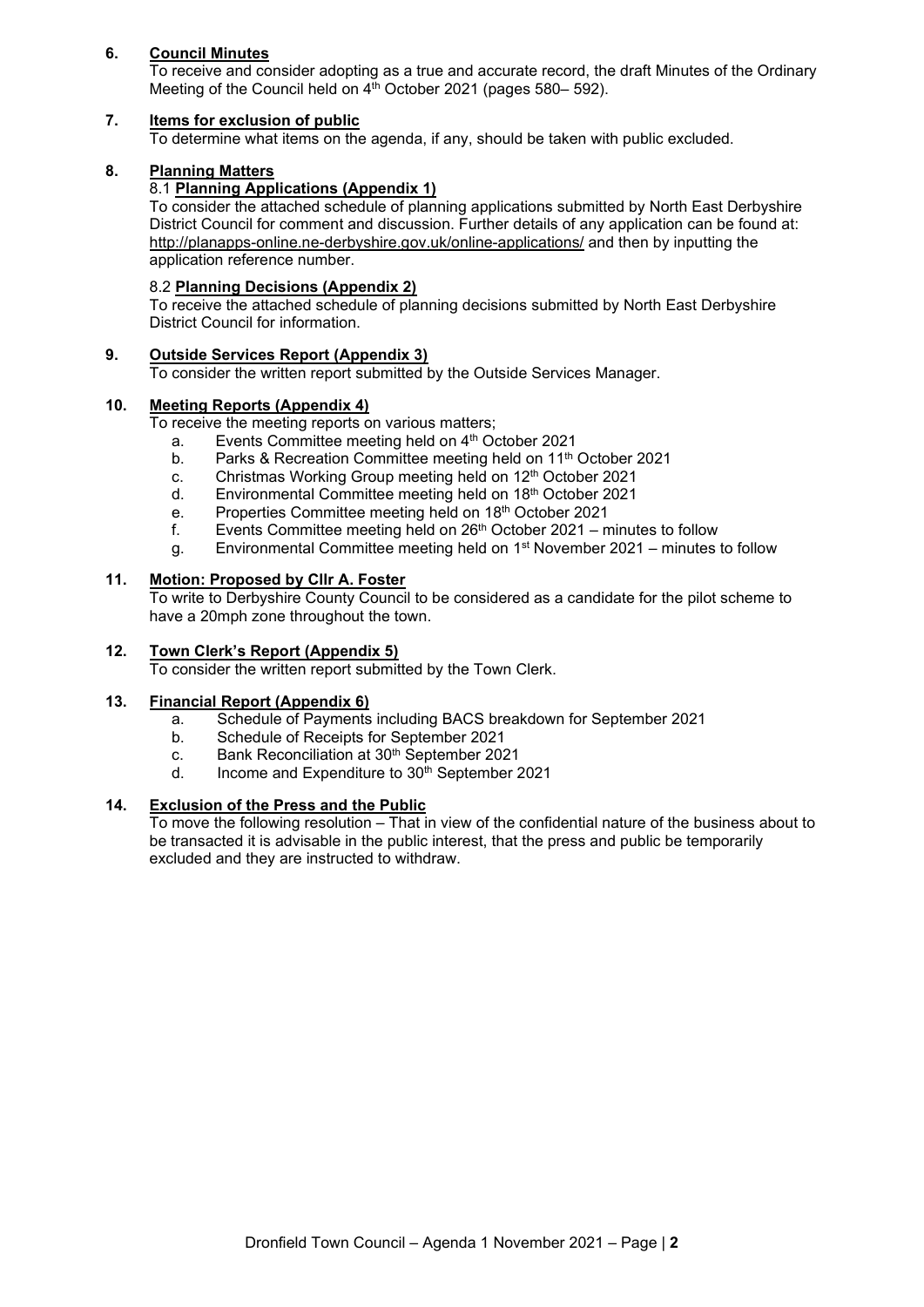**6. Council Minutes**

To receive and consider adopting as a true and accurate record, the draft Minutes of the Ordinary Meeting of the Council held on 4th October 2021 (pages 580– 592).

**7. Items for exclusion of public**

To determine what items on the agenda, if any, should be taken with public excluded.

**8. Planning Matters**

8.1 **Planning Applications (Appendix 1)**

To consider the attached schedule of planning applications submitted by North East Derbyshire District Council for comment and discussion. Further details of any application can be found at: http://planapps-online.ne-derbyshire.gov.uk/online-applications/ and then by inputting the application reference number.

8.2 **Planning Decisions (Appendix 2)**

To receive the attached schedule of planning decisions submitted by North East Derbyshire District Council for information.

**9. Outside Services Report (Appendix 3)**

To consider the written report submitted by the Outside Services Manager.

**10. Meeting Reports (Appendix 4)**

To receive the meeting reports on various matters;

a. Events Committee meeting held on 4th October 2021
b. Parks & Recreation Committee meeting held on 11th October 2021
c. Christmas Working Group meeting held on 12th October 2021
d. Environmental Committee meeting held on 18th October 2021
e. Properties Committee meeting held on 18th October 2021
f. Events Committee meeting held on 26th October 2021 – minutes to follow
g. Environmental Committee meeting held on 1st November 2021 – minutes to follow

**11. Motion: Proposed by Cllr A. Foster**

To write to Derbyshire County Council to be considered as a candidate for the pilot scheme to have a 20mph zone throughout the town.

**12. Town Clerk's Report (Appendix 5)**

To consider the written report submitted by the Town Clerk.

**13. Financial Report (Appendix 6)**

a. Schedule of Payments including BACS breakdown for September 2021
b. Schedule of Receipts for September 2021
c. Bank Reconciliation at 30th September 2021
d. Income and Expenditure to 30th September 2021

**14. Exclusion of the Press and the Public**

To move the following resolution – That in view of the confidential nature of the business about to be transacted it is advisable in the public interest, that the press and public be temporarily excluded and they are instructed to withdraw.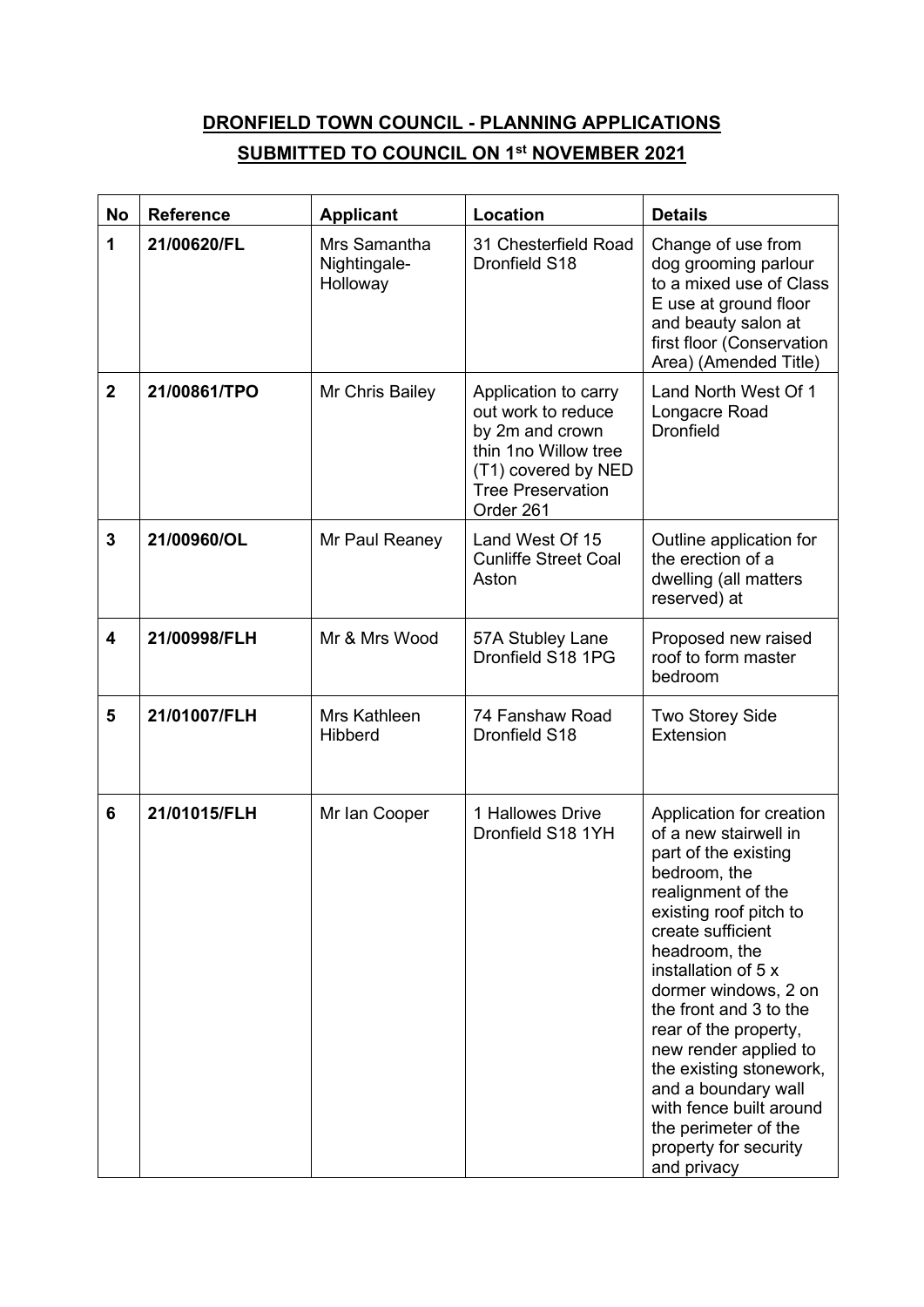**DRONFIELD TOWN COUNCIL - PLANNING APPLICATIONS SUBMITTED TO COUNCIL ON 1st NOVEMBER 2021**

| No | Reference | Applicant | Location | Details |
|---|---|---|---|---|
| 1 | 21/00620/FL | Mrs Samantha Nightingale-Holloway | 31 Chesterfield Road Dronfield S18 | Change of use from dog grooming parlour to a mixed use of Class E use at ground floor and beauty salon at first floor (Conservation Area) (Amended Title) |
| 2 | 21/00861/TPO | Mr Chris Bailey | Application to carry out work to reduce by 2m and crown thin 1no Willow tree (T1) covered by NED Tree Preservation Order 261 | Land North West Of 1 Longacre Road Dronfield |
| 3 | 21/00960/OL | Mr Paul Reaney | Land West Of 15 Cunliffe Street Coal Aston | Outline application for the erection of a dwelling (all matters reserved) at |
| 4 | 21/00998/FLH | Mr & Mrs Wood | 57A Stubley Lane Dronfield S18 1PG | Proposed new raised roof to form master bedroom |
| 5 | 21/01007/FLH | Mrs Kathleen Hibberd | 74 Fanshaw Road Dronfield S18 | Two Storey Side Extension |
| 6 | 21/01015/FLH | Mr Ian Cooper | 1 Hallowes Drive Dronfield S18 1YH | Application for creation of a new stairwell in part of the existing bedroom, the realignment of the existing roof pitch to create sufficient headroom, the installation of 5 x dormer windows, 2 on the front and 3 to the rear of the property, new render applied to the existing stonework, and a boundary wall with fence built around the perimeter of the property for security and privacy |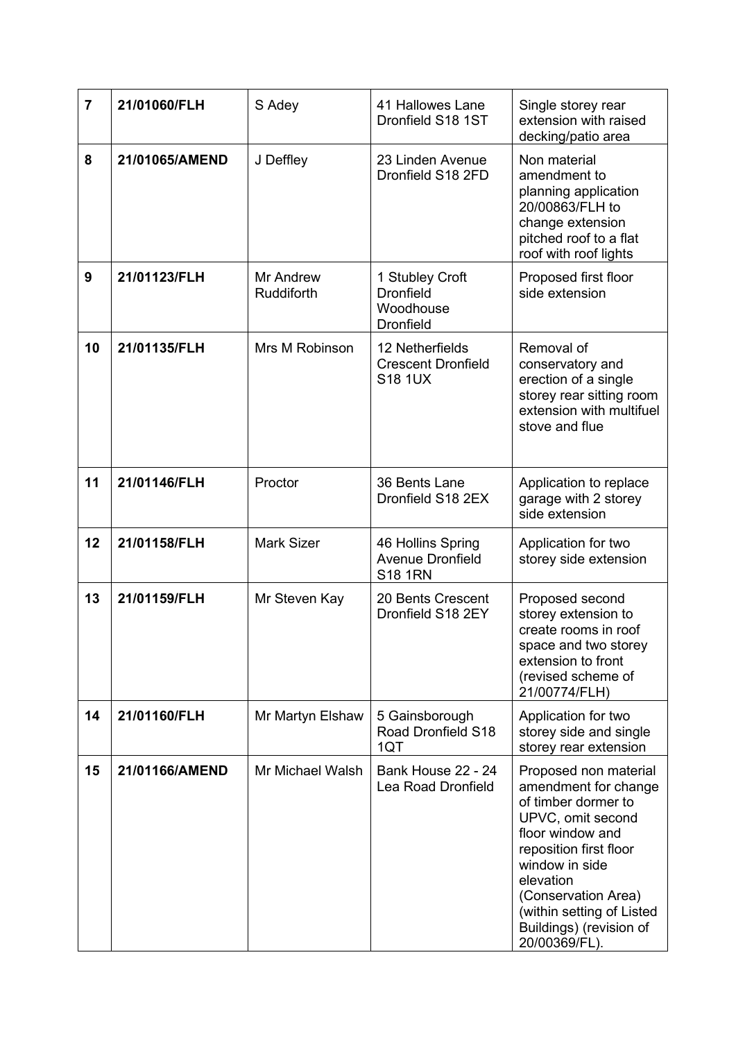| 7 | 21/01060/FLH | S Adey | 41 Hallowes Lane Dronfield S18 1ST | Single storey rear extension with raised decking/patio area |
|---|---|---|---|---|
| 8 | 21/01065/AMEND | J Deffley | 23 Linden Avenue Dronfield S18 2FD | Non material amendment to planning application 20/00863/FLH to change extension pitched roof to a flat roof with roof lights |
| 9 | 21/01123/FLH | Mr Andrew Ruddiforth | 1 Stubley Croft Dronfield Woodhouse Dronfield | Proposed first floor side extension |
| 10 | 21/01135/FLH | Mrs M Robinson | 12 Netherfields Crescent Dronfield S18 1UX | Removal of conservatory and erection of a single storey rear sitting room extension with multifuel stove and flue |
| 11 | 21/01146/FLH | Proctor | 36 Bents Lane Dronfield S18 2EX | Application to replace garage with 2 storey side extension |
| 12 | 21/01158/FLH | Mark Sizer | 46 Hollins Spring Avenue Dronfield S18 1RN | Application for two storey side extension |
| 13 | 21/01159/FLH | Mr Steven Kay | 20 Bents Crescent Dronfield S18 2EY | Proposed second storey extension to create rooms in roof space and two storey extension to front (revised scheme of 21/00774/FLH) |
| 14 | 21/01160/FLH | Mr Martyn Elshaw | 5 Gainsborough Road Dronfield S18 1QT | Application for two storey side and single storey rear extension |
| 15 | 21/01166/AMEND | Mr Michael Walsh | Bank House 22 - 24 Lea Road Dronfield | Proposed non material amendment for change of timber dormer to UPVC, omit second floor window and reposition first floor window in side elevation (Conservation Area) (within setting of Listed Buildings) (revision of 20/00369/FL). |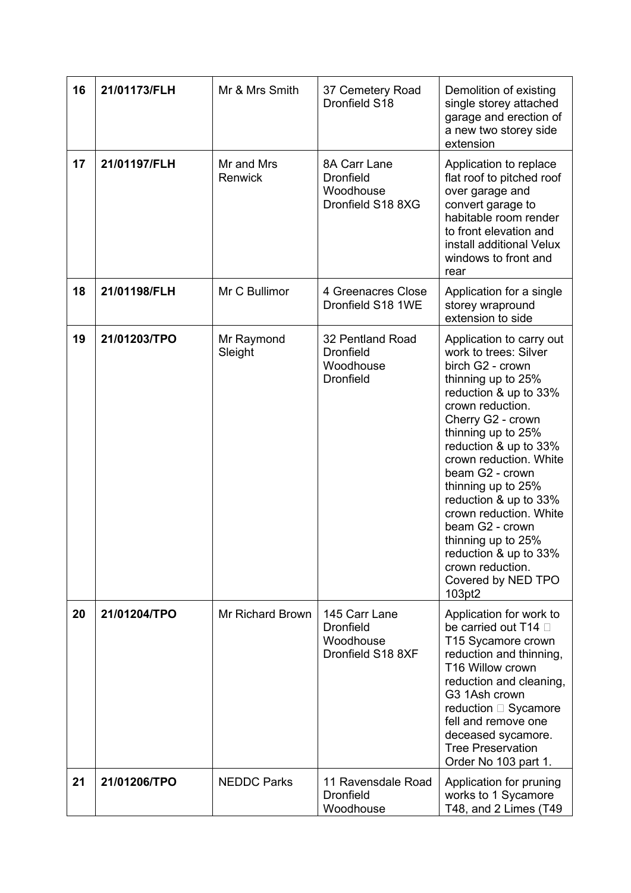| 16 | 21/01173/FLH | Mr & Mrs Smith | 37 Cemetery Road Dronfield S18 | Demolition of existing single storey attached garage and erection of a new two storey side extension |
|---|---|---|---|---|
| 17 | 21/01197/FLH | Mr and Mrs Renwick | 8A Carr Lane Dronfield Woodhouse Dronfield S18 8XG | Application to replace flat roof to pitched roof over garage and convert garage to habitable room render to front elevation and install additional Velux windows to front and rear |
| 18 | 21/01198/FLH | Mr C Bullimor | 4 Greenacres Close Dronfield S18 1WE | Application for a single storey wrapround extension to side |
| 19 | 21/01203/TPO | Mr Raymond Sleight | 32 Pentland Road Dronfield Woodhouse Dronfield | Application to carry out work to trees: Silver birch G2 - crown thinning up to 25% reduction & up to 33% crown reduction. Cherry G2 - crown thinning up to 25% reduction & up to 33% crown reduction. White beam G2 - crown thinning up to 25% reduction & up to 33% crown reduction. White beam G2 - crown thinning up to 25% reduction & up to 33% crown reduction. Covered by NED TPO 103pt2 |
| 20 | 21/01204/TPO | Mr Richard Brown | 145 Carr Lane Dronfield Woodhouse Dronfield S18 8XF | Application for work to be carried out T14  T15 Sycamore crown reduction and thinning, T16 Willow crown reduction and cleaning, G3 1Ash crown reduction  Sycamore fell and remove one deceased sycamore. Tree Preservation Order No 103 part 1. |
| 21 | 21/01206/TPO | NEDDC Parks | 11 Ravensdale Road Dronfield Woodhouse | Application for pruning works to 1 Sycamore T48, and 2 Limes (T49 |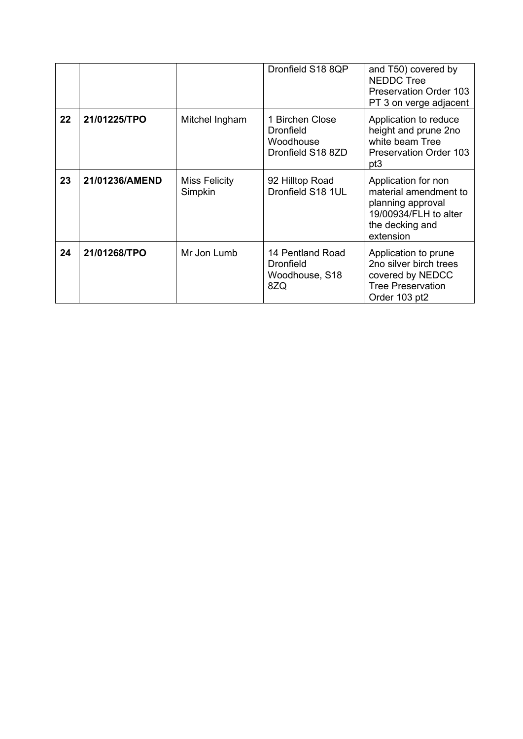|  |  |  | Dronfield S18 8QP | and T50) covered by NEDDC Tree Preservation Order 103 PT 3 on verge adjacent |
| --- | --- | --- | --- | --- |
| **22** | **21/01225/TPO** | Mitchel Ingham | 1 Birchen Close Dronfield Woodhouse Dronfield S18 8ZD | Application to reduce height and prune 2no white beam Tree Preservation Order 103 pt3 |
| **23** | **21/01236/AMEND** | Miss Felicity Simpkin | 92 Hilltop Road Dronfield S18 1UL | Application for non material amendment to planning approval 19/00934/FLH to alter the decking and extension |
| **24** | **21/01268/TPO** | Mr Jon Lumb | 14 Pentland Road Dronfield Woodhouse, S18 8ZQ | Application to prune 2no silver birch trees covered by NEDCC Tree Preservation Order 103 pt2 |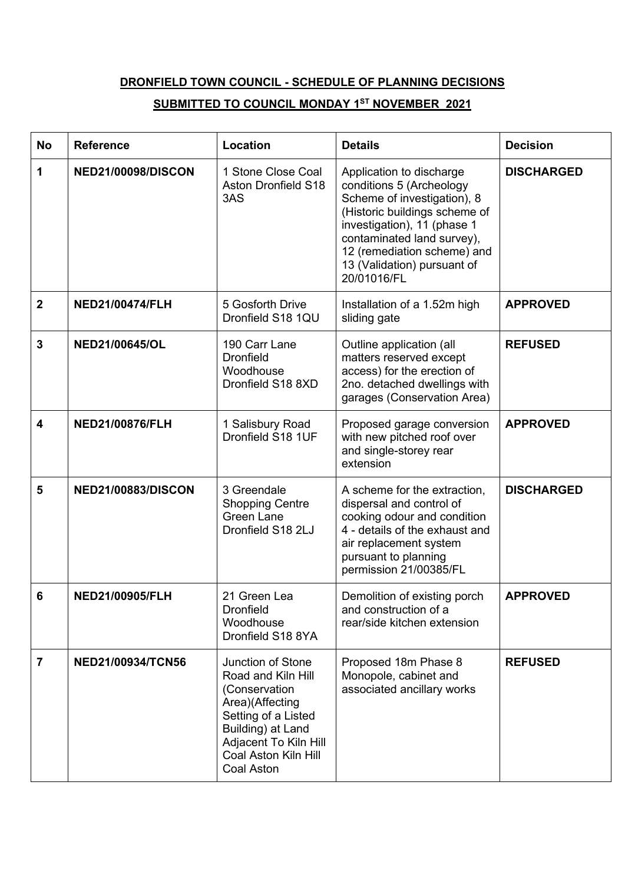**DRONFIELD TOWN COUNCIL - SCHEDULE OF PLANNING DECISIONS**

**SUBMITTED TO COUNCIL MONDAY 1ST NOVEMBER 2021**

| No | Reference | Location | Details | Decision |
|---|---|---|---|---|
| **1** | **NED21/00098/DISCON** | 1 Stone Close Coal Aston Dronfield S18 3AS | Application to discharge conditions 5 (Archeology Scheme of investigation), 8 (Historic buildings scheme of investigation), 11 (phase 1 contaminated land survey), 12 (remediation scheme) and 13 (Validation) pursuant of 20/01016/FL | **DISCHARGED** |
| **2** | **NED21/00474/FLH** | 5 Gosforth Drive Dronfield S18 1QU | Installation of a 1.52m high sliding gate | **APPROVED** |
| **3** | **NED21/00645/OL** | 190 Carr Lane Dronfield Woodhouse Dronfield S18 8XD | Outline application (all matters reserved except access) for the erection of 2no. detached dwellings with garages (Conservation Area) | **REFUSED** |
| **4** | **NED21/00876/FLH** | 1 Salisbury Road Dronfield S18 1UF | Proposed garage conversion with new pitched roof over and single-storey rear extension | **APPROVED** |
| **5** | **NED21/00883/DISCON** | 3 Greendale Shopping Centre Green Lane Dronfield S18 2LJ | A scheme for the extraction, dispersal and control of cooking odour and condition 4 - details of the exhaust and air replacement system pursuant to planning permission 21/00385/FL | **DISCHARGED** |
| **6** | **NED21/00905/FLH** | 21 Green Lea Dronfield Woodhouse Dronfield S18 8YA | Demolition of existing porch and construction of a rear/side kitchen extension | **APPROVED** |
| **7** | **NED21/00934/TCN56** | Junction of Stone Road and Kiln Hill (Conservation Area)(Affecting Setting of a Listed Building) at Land Adjacent To Kiln Hill Coal Aston Kiln Hill Coal Aston | Proposed 18m Phase 8 Monopole, cabinet and associated ancillary works | **REFUSED** |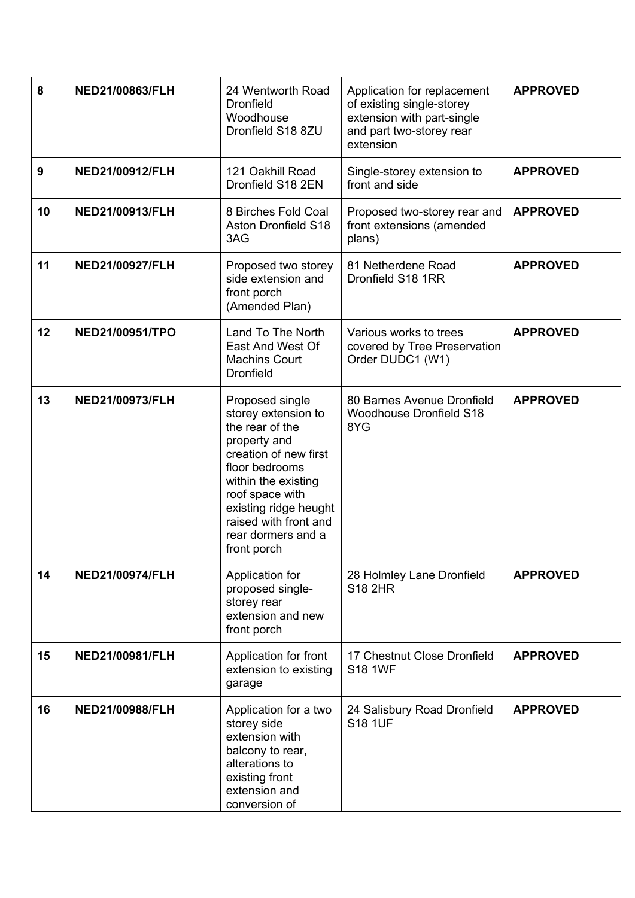| 8 | **NED21/00863/FLH** | 24 Wentworth Road Dronfield Woodhouse Dronfield S18 8ZU | Application for replacement of existing single-storey extension with part-single and part two-storey rear extension | **APPROVED** |
|---|---|---|---|---|
| 9 | **NED21/00912/FLH** | 121 Oakhill Road Dronfield S18 2EN | Single-storey extension to front and side | **APPROVED** |
| 10 | **NED21/00913/FLH** | 8 Birches Fold Coal Aston Dronfield S18 3AG | Proposed two-storey rear and front extensions (amended plans) | **APPROVED** |
| 11 | **NED21/00927/FLH** | Proposed two storey side extension and front porch (Amended Plan) | 81 Netherdene Road Dronfield S18 1RR | **APPROVED** |
| 12 | **NED21/00951/TPO** | Land To The North East And West Of Machins Court Dronfield | Various works to trees covered by Tree Preservation Order DUDC1 (W1) | **APPROVED** |
| 13 | **NED21/00973/FLH** | Proposed single storey extension to the rear of the property and creation of new first floor bedrooms within the existing roof space with existing ridge heught raised with front and rear dormers and a front porch | 80 Barnes Avenue Dronfield Woodhouse Dronfield S18 8YG | **APPROVED** |
| 14 | **NED21/00974/FLH** | Application for proposed single-storey rear extension and new front porch | 28 Holmley Lane Dronfield S18 2HR | **APPROVED** |
| 15 | **NED21/00981/FLH** | Application for front extension to existing garage | 17 Chestnut Close Dronfield S18 1WF | **APPROVED** |
| 16 | **NED21/00988/FLH** | Application for a two storey side extension with balcony to rear, alterations to existing front extension and conversion of | 24 Salisbury Road Dronfield S18 1UF | **APPROVED** |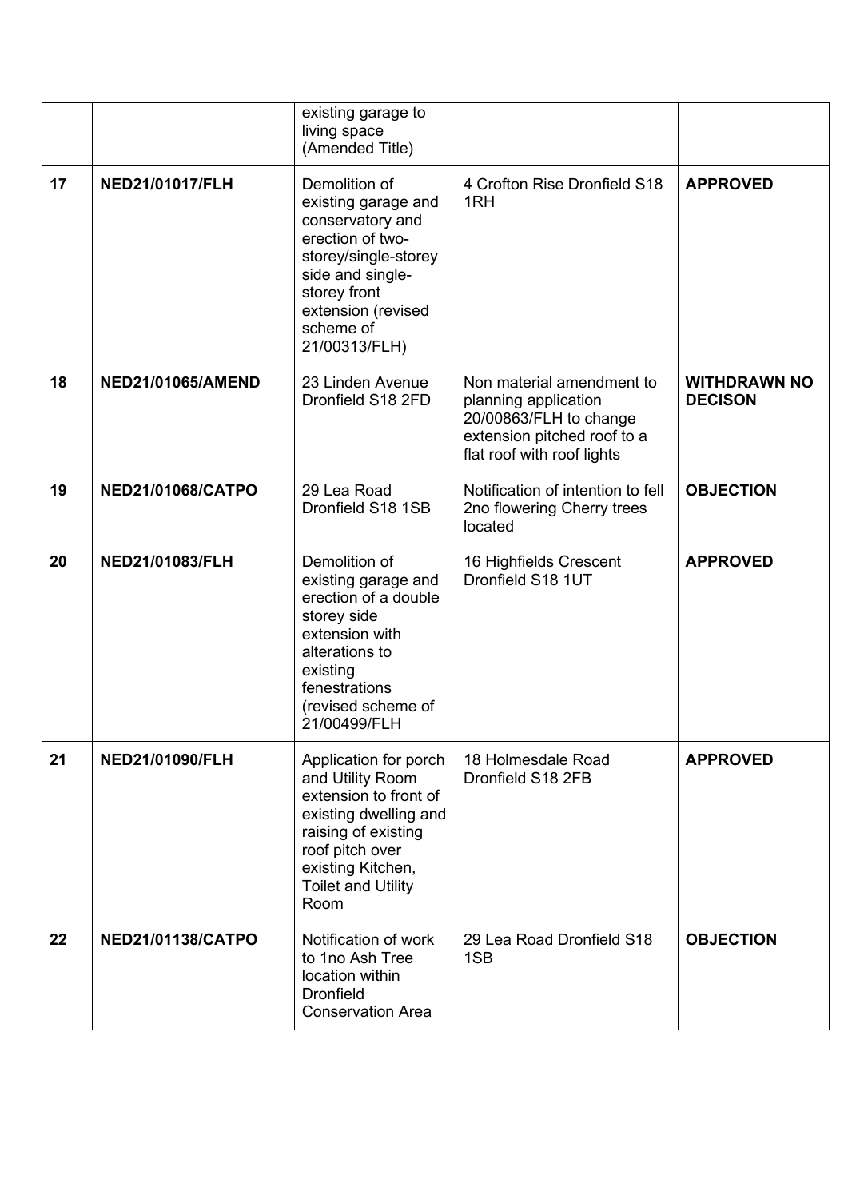| | | | | |
|---|---|---|---|---|
| | | existing garage to living space (Amended Title) | | |
| **17** | **NED21/01017/FLH** | Demolition of existing garage and conservatory and erection of two-storey/single-storey side and single-storey front extension (revised scheme of 21/00313/FLH) | 4 Crofton Rise Dronfield S18 1RH | **APPROVED** |
| **18** | **NED21/01065/AMEND** | 23 Linden Avenue Dronfield S18 2FD | Non material amendment to planning application 20/00863/FLH to change extension pitched roof to a flat roof with roof lights | **WITHDRAWN NO DECISON** |
| **19** | **NED21/01068/CATPO** | 29 Lea Road Dronfield S18 1SB | Notification of intention to fell 2no flowering Cherry trees located | **OBJECTION** |
| **20** | **NED21/01083/FLH** | Demolition of existing garage and erection of a double storey side extension with alterations to existing fenestrations (revised scheme of 21/00499/FLH | 16 Highfields Crescent Dronfield S18 1UT | **APPROVED** |
| **21** | **NED21/01090/FLH** | Application for porch and Utility Room extension to front of existing dwelling and raising of existing roof pitch over existing Kitchen, Toilet and Utility Room | 18 Holmesdale Road Dronfield S18 2FB | **APPROVED** |
| **22** | **NED21/01138/CATPO** | Notification of work to 1no Ash Tree location within Dronfield Conservation Area | 29 Lea Road Dronfield S18 1SB | **OBJECTION** |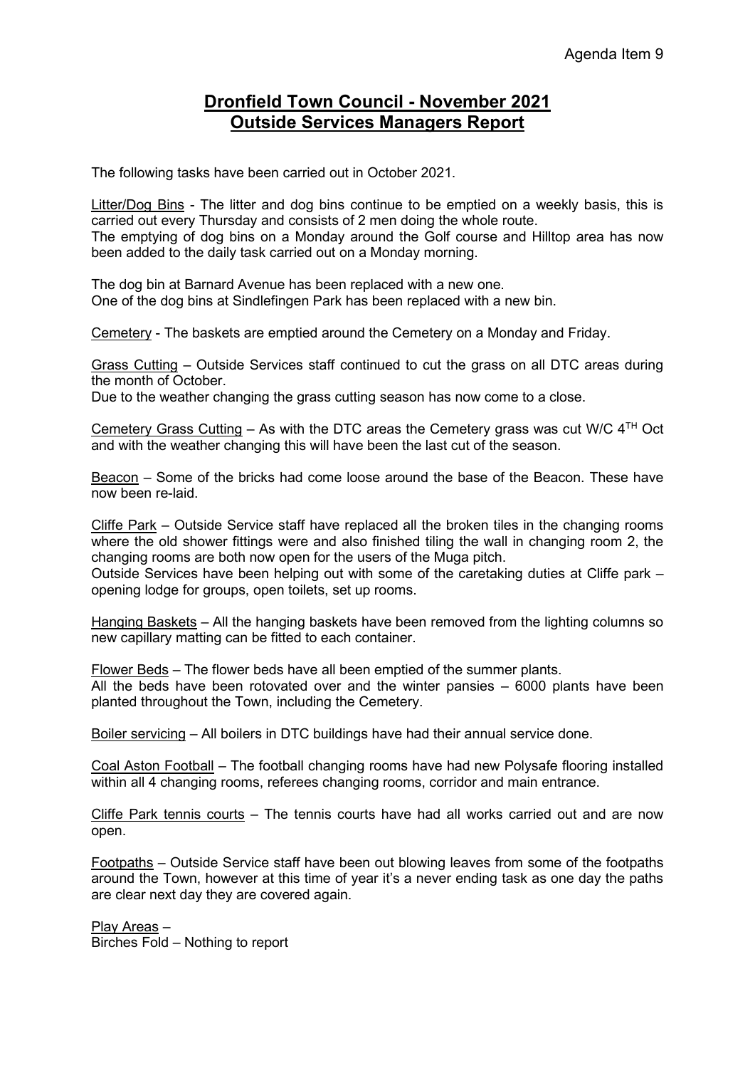Agenda Item 9

# Dronfield Town Council - November 2021
## Outside Services Managers Report

The following tasks have been carried out in October 2021.

Litter/Dog Bins - The litter and dog bins continue to be emptied on a weekly basis, this is carried out every Thursday and consists of 2 men doing the whole route.
The emptying of dog bins on a Monday around the Golf course and Hilltop area has now been added to the daily task carried out on a Monday morning.

The dog bin at Barnard Avenue has been replaced with a new one.
One of the dog bins at Sindlefingen Park has been replaced with a new bin.

Cemetery - The baskets are emptied around the Cemetery on a Monday and Friday.

Grass Cutting – Outside Services staff continued to cut the grass on all DTC areas during the month of October.
Due to the weather changing the grass cutting season has now come to a close.

Cemetery Grass Cutting – As with the DTC areas the Cemetery grass was cut W/C 4TH Oct and with the weather changing this will have been the last cut of the season.

Beacon – Some of the bricks had come loose around the base of the Beacon. These have now been re-laid.

Cliffe Park – Outside Service staff have replaced all the broken tiles in the changing rooms where the old shower fittings were and also finished tiling the wall in changing room 2, the changing rooms are both now open for the users of the Muga pitch.
Outside Services have been helping out with some of the caretaking duties at Cliffe park – opening lodge for groups, open toilets, set up rooms.

Hanging Baskets – All the hanging baskets have been removed from the lighting columns so new capillary matting can be fitted to each container.

Flower Beds – The flower beds have all been emptied of the summer plants.
All the beds have been rotovated over and the winter pansies – 6000 plants have been planted throughout the Town, including the Cemetery.

Boiler servicing – All boilers in DTC buildings have had their annual service done.

Coal Aston Football – The football changing rooms have had new Polysafe flooring installed within all 4 changing rooms, referees changing rooms, corridor and main entrance.

Cliffe Park tennis courts – The tennis courts have had all works carried out and are now open.

Footpaths – Outside Service staff have been out blowing leaves from some of the footpaths around the Town, however at this time of year it's a never ending task as one day the paths are clear next day they are covered again.

Play Areas –
Birches Fold – Nothing to report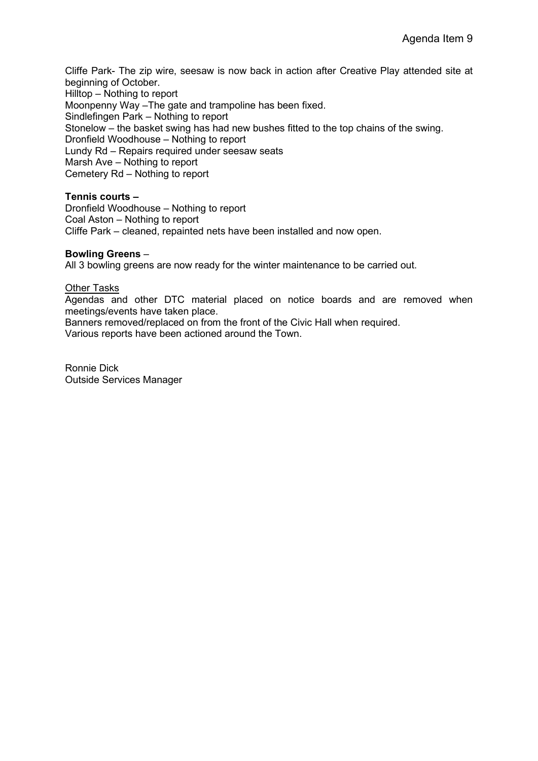Agenda Item 9

Cliffe Park- The zip wire, seesaw is now back in action after Creative Play attended site at beginning of October.
Hilltop – Nothing to report
Moonpenny Way –The gate and trampoline has been fixed.
Sindlefingen Park – Nothing to report
Stonelow – the basket swing has had new bushes fitted to the top chains of the swing.
Dronfield Woodhouse – Nothing to report
Lundy Rd – Repairs required under seesaw seats
Marsh Ave – Nothing to report
Cemetery Rd – Nothing to report

**Tennis courts –**

Dronfield Woodhouse – Nothing to report
Coal Aston – Nothing to report
Cliffe Park – cleaned, repainted nets have been installed and now open.

**Bowling Greens** –

All 3 bowling greens are now ready for the winter maintenance to be carried out.

<u>Other Tasks</u>

Agendas and other DTC material placed on notice boards and are removed when meetings/events have taken place.
Banners removed/replaced on from the front of the Civic Hall when required.
Various reports have been actioned around the Town.

Ronnie Dick
Outside Services Manager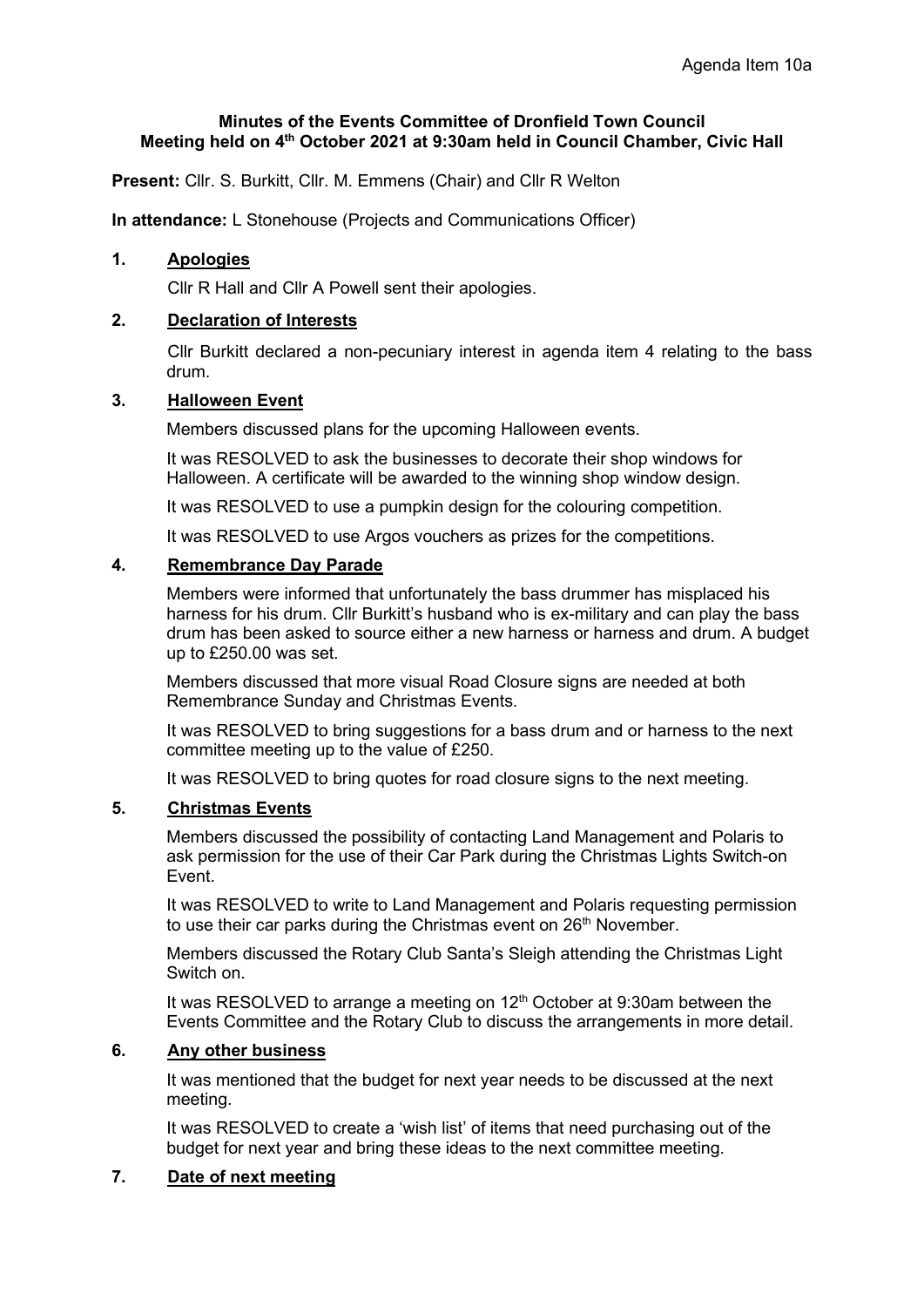Agenda Item 10a

**Minutes of the Events Committee of Dronfield Town Council**
**Meeting held on 4th October 2021 at 9:30am held in Council Chamber, Civic Hall**

**Present:** Cllr. S. Burkitt, Cllr. M. Emmens (Chair) and Cllr R Welton

**In attendance:** L Stonehouse (Projects and Communications Officer)

**1. Apologies**

Cllr R Hall and Cllr A Powell sent their apologies.

**2. Declaration of Interests**

Cllr Burkitt declared a non-pecuniary interest in agenda item 4 relating to the bass drum.

**3. Halloween Event**

Members discussed plans for the upcoming Halloween events.

It was RESOLVED to ask the businesses to decorate their shop windows for Halloween. A certificate will be awarded to the winning shop window design.

It was RESOLVED to use a pumpkin design for the colouring competition.

It was RESOLVED to use Argos vouchers as prizes for the competitions.

**4. Remembrance Day Parade**

Members were informed that unfortunately the bass drummer has misplaced his harness for his drum. Cllr Burkitt's husband who is ex-military and can play the bass drum has been asked to source either a new harness or harness and drum. A budget up to £250.00 was set.

Members discussed that more visual Road Closure signs are needed at both Remembrance Sunday and Christmas Events.

It was RESOLVED to bring suggestions for a bass drum and or harness to the next committee meeting up to the value of £250.

It was RESOLVED to bring quotes for road closure signs to the next meeting.

**5. Christmas Events**

Members discussed the possibility of contacting Land Management and Polaris to ask permission for the use of their Car Park during the Christmas Lights Switch-on Event.

It was RESOLVED to write to Land Management and Polaris requesting permission to use their car parks during the Christmas event on 26th November.

Members discussed the Rotary Club Santa's Sleigh attending the Christmas Light Switch on.

It was RESOLVED to arrange a meeting on 12th October at 9:30am between the Events Committee and the Rotary Club to discuss the arrangements in more detail.

**6. Any other business**

It was mentioned that the budget for next year needs to be discussed at the next meeting.

It was RESOLVED to create a 'wish list' of items that need purchasing out of the budget for next year and bring these ideas to the next committee meeting.

**7. Date of next meeting**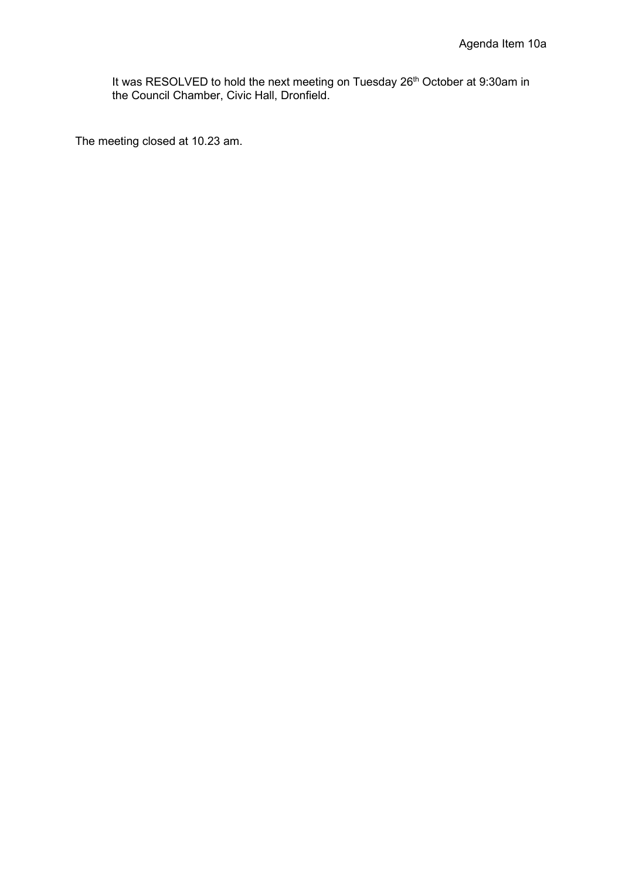It was RESOLVED to hold the next meeting on Tuesday 26th October at 9:30am in the Council Chamber, Civic Hall, Dronfield.

The meeting closed at 10.23 am.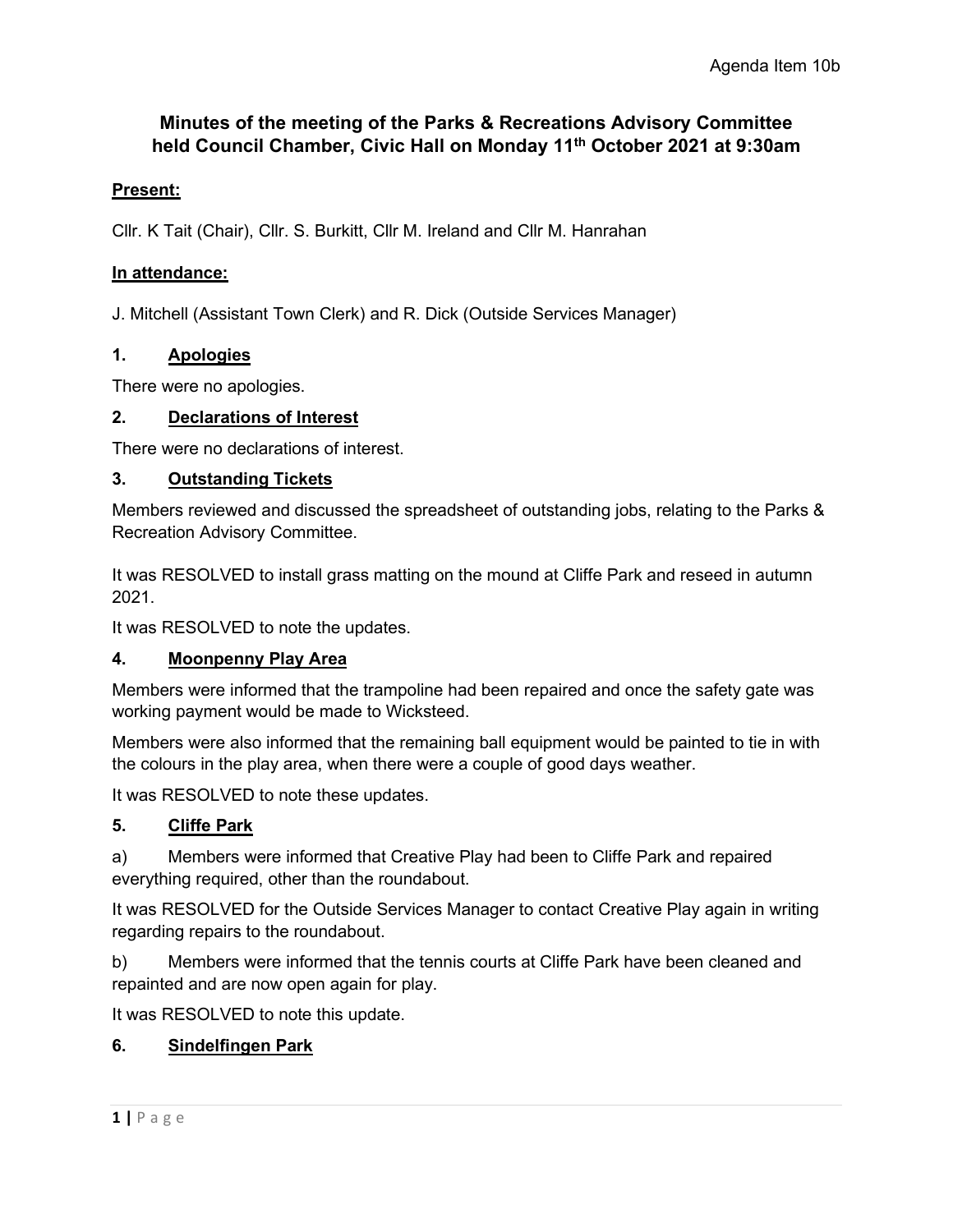Agenda Item 10b

# Minutes of the meeting of the Parks & Recreations Advisory Committee held Council Chamber, Civic Hall on Monday 11th October 2021 at 9:30am

**Present:**

Cllr. K Tait (Chair), Cllr. S. Burkitt, Cllr M. Ireland and Cllr M. Hanrahan

**In attendance:**

J. Mitchell (Assistant Town Clerk) and R. Dick (Outside Services Manager)

## 1. Apologies

There were no apologies.

## 2. Declarations of Interest

There were no declarations of interest.

## 3. Outstanding Tickets

Members reviewed and discussed the spreadsheet of outstanding jobs, relating to the Parks & Recreation Advisory Committee.

It was RESOLVED to install grass matting on the mound at Cliffe Park and reseed in autumn 2021.

It was RESOLVED to note the updates.

## 4. Moonpenny Play Area

Members were informed that the trampoline had been repaired and once the safety gate was working payment would be made to Wicksteed.

Members were also informed that the remaining ball equipment would be painted to tie in with the colours in the play area, when there were a couple of good days weather.

It was RESOLVED to note these updates.

## 5. Cliffe Park

a) Members were informed that Creative Play had been to Cliffe Park and repaired everything required, other than the roundabout.

It was RESOLVED for the Outside Services Manager to contact Creative Play again in writing regarding repairs to the roundabout.

b) Members were informed that the tennis courts at Cliffe Park have been cleaned and repainted and are now open again for play.

It was RESOLVED to note this update.

## 6. Sindelfingen Park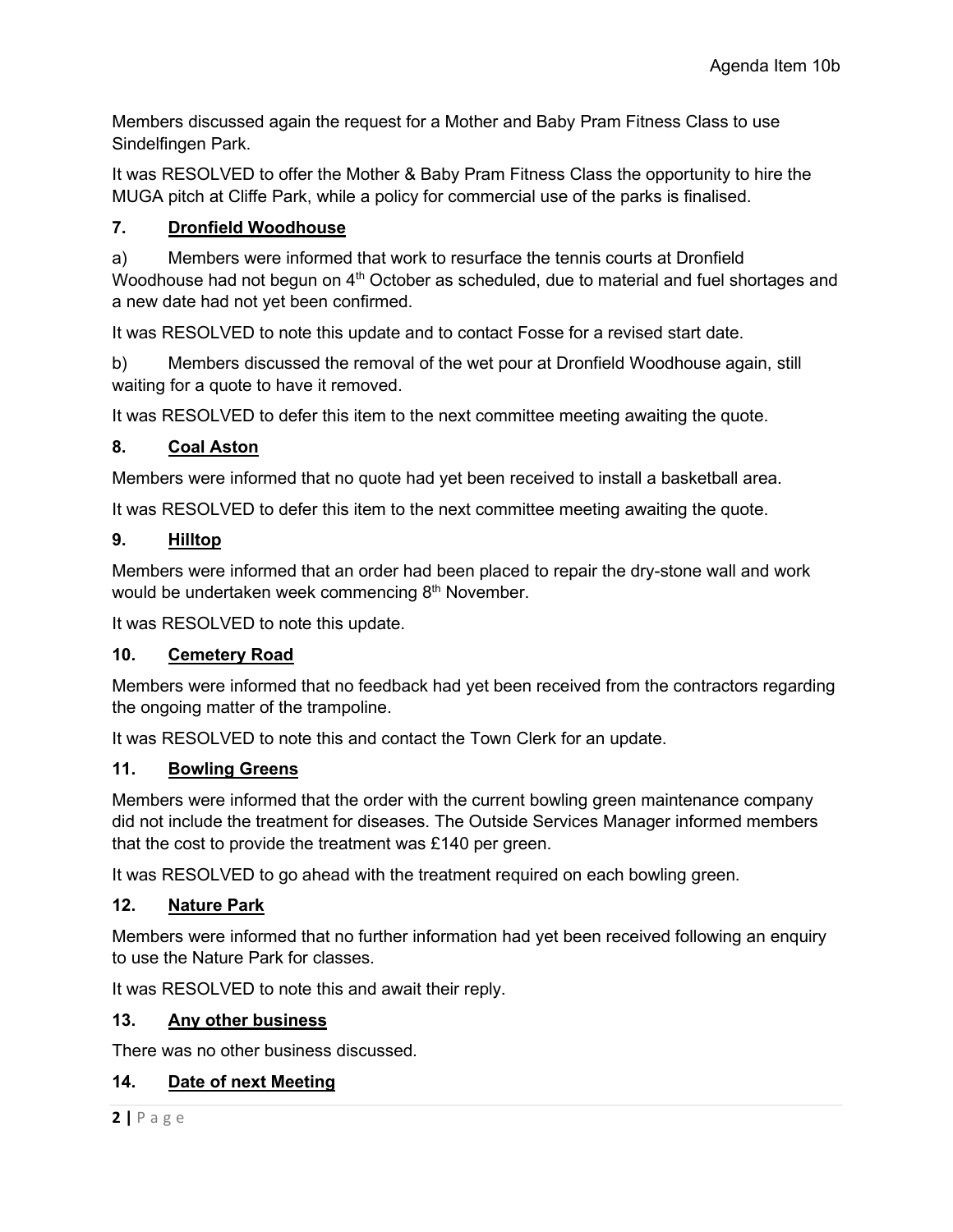Members discussed again the request for a Mother and Baby Pram Fitness Class to use Sindelfingen Park.

It was RESOLVED to offer the Mother & Baby Pram Fitness Class the opportunity to hire the MUGA pitch at Cliffe Park, while a policy for commercial use of the parks is finalised.

**7. Dronfield Woodhouse**

a) Members were informed that work to resurface the tennis courts at Dronfield Woodhouse had not begun on 4th October as scheduled, due to material and fuel shortages and a new date had not yet been confirmed.

It was RESOLVED to note this update and to contact Fosse for a revised start date.

b) Members discussed the removal of the wet pour at Dronfield Woodhouse again, still waiting for a quote to have it removed.

It was RESOLVED to defer this item to the next committee meeting awaiting the quote.

**8. Coal Aston**

Members were informed that no quote had yet been received to install a basketball area.

It was RESOLVED to defer this item to the next committee meeting awaiting the quote.

**9. Hilltop**

Members were informed that an order had been placed to repair the dry-stone wall and work would be undertaken week commencing 8th November.

It was RESOLVED to note this update.

**10. Cemetery Road**

Members were informed that no feedback had yet been received from the contractors regarding the ongoing matter of the trampoline.

It was RESOLVED to note this and contact the Town Clerk for an update.

**11. Bowling Greens**

Members were informed that the order with the current bowling green maintenance company did not include the treatment for diseases. The Outside Services Manager informed members that the cost to provide the treatment was £140 per green.

It was RESOLVED to go ahead with the treatment required on each bowling green.

**12. Nature Park**

Members were informed that no further information had yet been received following an enquiry to use the Nature Park for classes.

It was RESOLVED to note this and await their reply.

**13. Any other business**

There was no other business discussed.

**14. Date of next Meeting**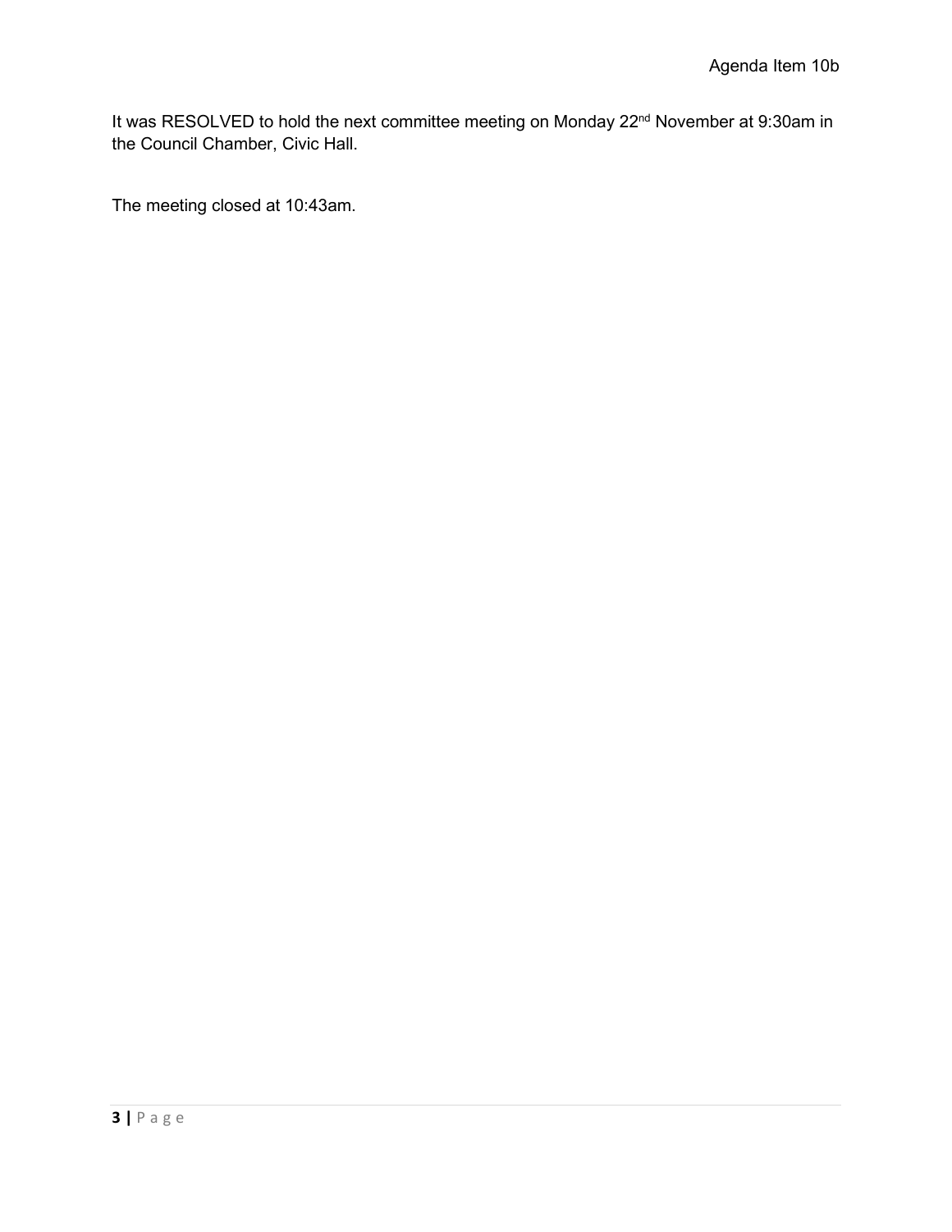It was RESOLVED to hold the next committee meeting on Monday 22nd November at 9:30am in the Council Chamber, Civic Hall.

The meeting closed at 10:43am.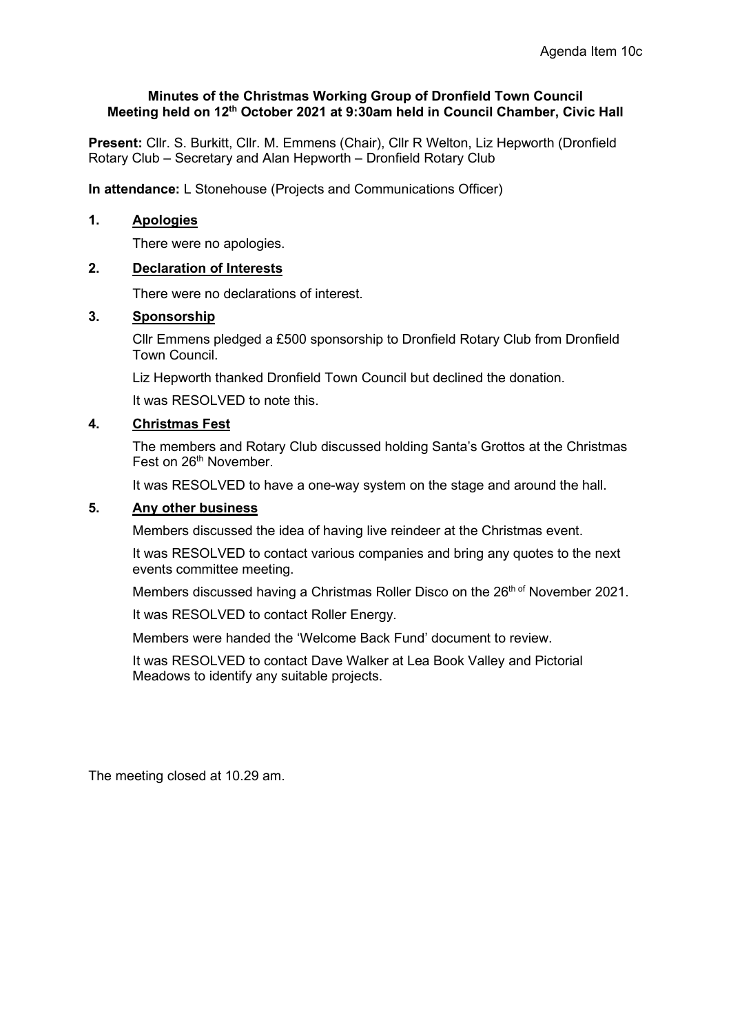Agenda Item 10c

**Minutes of the Christmas Working Group of Dronfield Town Council**
**Meeting held on 12th October 2021 at 9:30am held in Council Chamber, Civic Hall**

**Present:** Cllr. S. Burkitt, Cllr. M. Emmens (Chair), Cllr R Welton, Liz Hepworth (Dronfield Rotary Club – Secretary and Alan Hepworth – Dronfield Rotary Club

**In attendance:** L Stonehouse (Projects and Communications Officer)

**1. Apologies**

There were no apologies.

**2. Declaration of Interests**

There were no declarations of interest.

**3. Sponsorship**

Cllr Emmens pledged a £500 sponsorship to Dronfield Rotary Club from Dronfield Town Council.

Liz Hepworth thanked Dronfield Town Council but declined the donation.

It was RESOLVED to note this.

**4. Christmas Fest**

The members and Rotary Club discussed holding Santa's Grottos at the Christmas Fest on 26th November.

It was RESOLVED to have a one-way system on the stage and around the hall.

**5. Any other business**

Members discussed the idea of having live reindeer at the Christmas event.

It was RESOLVED to contact various companies and bring any quotes to the next events committee meeting.

Members discussed having a Christmas Roller Disco on the 26th of November 2021.

It was RESOLVED to contact Roller Energy.

Members were handed the 'Welcome Back Fund' document to review.

It was RESOLVED to contact Dave Walker at Lea Book Valley and Pictorial Meadows to identify any suitable projects.

The meeting closed at 10.29 am.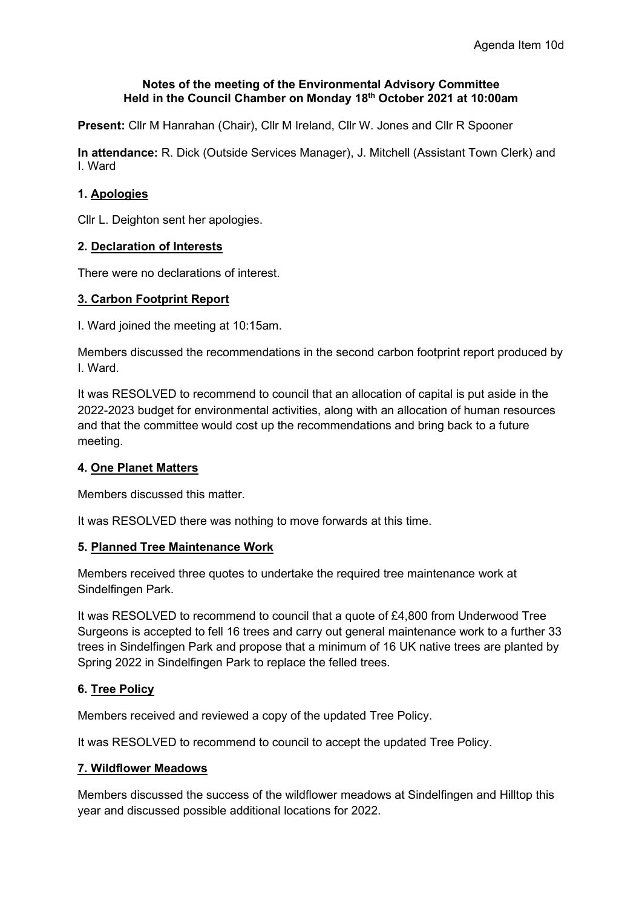Agenda Item 10d

**Notes of the meeting of the Environmental Advisory Committee**
**Held in the Council Chamber on Monday 18th October 2021 at 10:00am**

**Present:** Cllr M Hanrahan (Chair), Cllr M Ireland, Cllr W. Jones and Cllr R Spooner

**In attendance:** R. Dick (Outside Services Manager), J. Mitchell (Assistant Town Clerk) and I. Ward

## 1. Apologies

Cllr L. Deighton sent her apologies.

## 2. Declaration of Interests

There were no declarations of interest.

## 3. Carbon Footprint Report

I. Ward joined the meeting at 10:15am.

Members discussed the recommendations in the second carbon footprint report produced by I. Ward.

It was RESOLVED to recommend to council that an allocation of capital is put aside in the 2022-2023 budget for environmental activities, along with an allocation of human resources and that the committee would cost up the recommendations and bring back to a future meeting.

## 4. One Planet Matters

Members discussed this matter.

It was RESOLVED there was nothing to move forwards at this time.

## 5. Planned Tree Maintenance Work

Members received three quotes to undertake the required tree maintenance work at Sindelfingen Park.

It was RESOLVED to recommend to council that a quote of £4,800 from Underwood Tree Surgeons is accepted to fell 16 trees and carry out general maintenance work to a further 33 trees in Sindelfingen Park and propose that a minimum of 16 UK native trees are planted by Spring 2022 in Sindelfingen Park to replace the felled trees.

## 6. Tree Policy

Members received and reviewed a copy of the updated Tree Policy.

It was RESOLVED to recommend to council to accept the updated Tree Policy.

## 7. Wildflower Meadows

Members discussed the success of the wildflower meadows at Sindelfingen and Hilltop this year and discussed possible additional locations for 2022.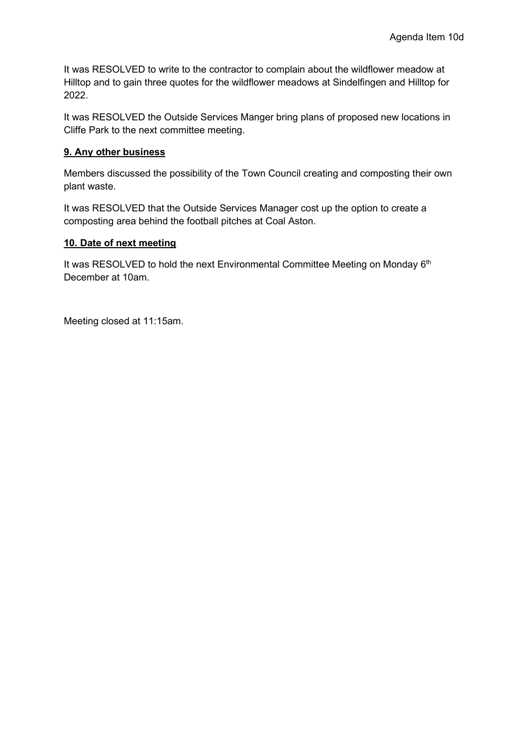Agenda Item 10d

It was RESOLVED to write to the contractor to complain about the wildflower meadow at Hilltop and to gain three quotes for the wildflower meadows at Sindelfingen and Hilltop for 2022.

It was RESOLVED the Outside Services Manger bring plans of proposed new locations in Cliffe Park to the next committee meeting.

**9. Any other business**

Members discussed the possibility of the Town Council creating and composting their own plant waste.

It was RESOLVED that the Outside Services Manager cost up the option to create a composting area behind the football pitches at Coal Aston.

**10. Date of next meeting**

It was RESOLVED to hold the next Environmental Committee Meeting on Monday 6th December at 10am.

Meeting closed at 11:15am.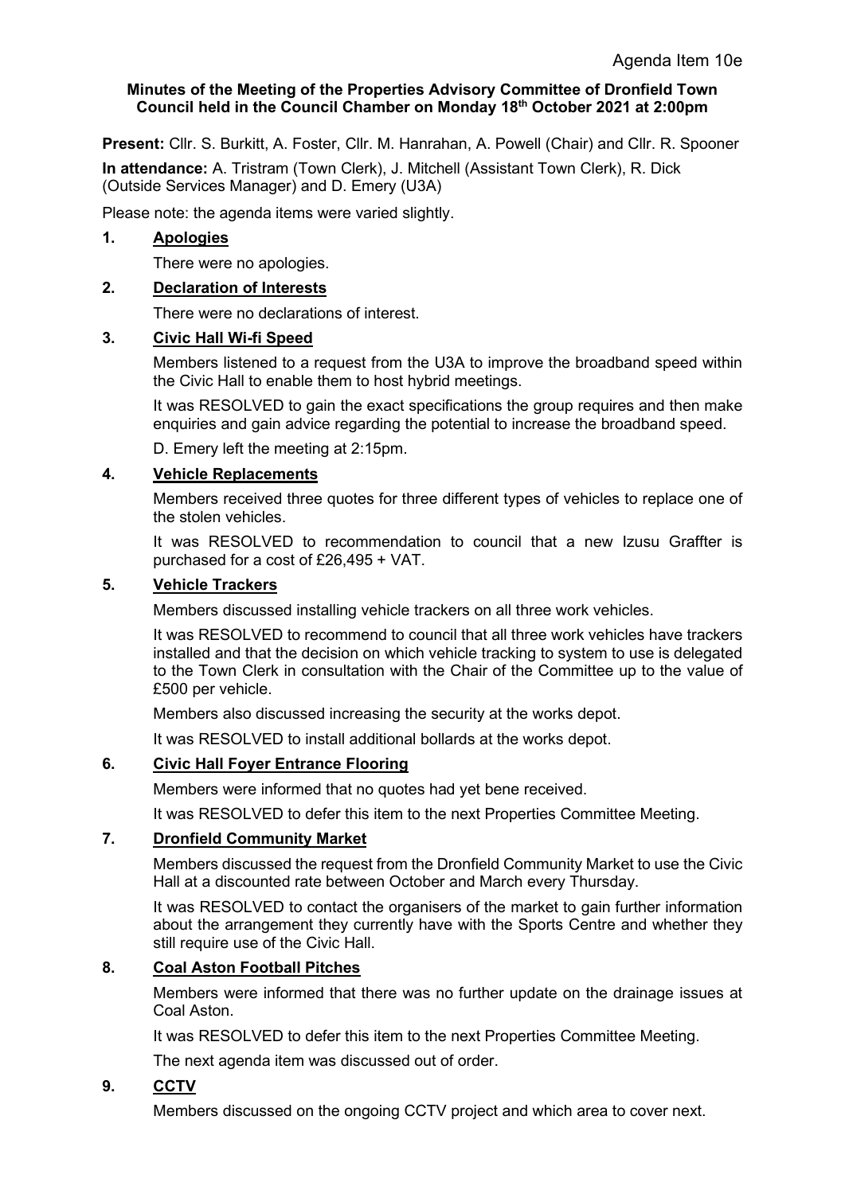Agenda Item 10e

**Minutes of the Meeting of the Properties Advisory Committee of Dronfield Town Council held in the Council Chamber on Monday 18th October 2021 at 2:00pm**

**Present:** Cllr. S. Burkitt, A. Foster, Cllr. M. Hanrahan, A. Powell (Chair) and Cllr. R. Spooner

**In attendance:** A. Tristram (Town Clerk), J. Mitchell (Assistant Town Clerk), R. Dick (Outside Services Manager) and D. Emery (U3A)

Please note: the agenda items were varied slightly.

## 1. Apologies

There were no apologies.

## 2. Declaration of Interests

There were no declarations of interest.

## 3. Civic Hall Wi-fi Speed

Members listened to a request from the U3A to improve the broadband speed within the Civic Hall to enable them to host hybrid meetings.

It was RESOLVED to gain the exact specifications the group requires and then make enquiries and gain advice regarding the potential to increase the broadband speed.

D. Emery left the meeting at 2:15pm.

## 4. Vehicle Replacements

Members received three quotes for three different types of vehicles to replace one of the stolen vehicles.

It was RESOLVED to recommendation to council that a new Izusu Graffter is purchased for a cost of £26,495 + VAT.

## 5. Vehicle Trackers

Members discussed installing vehicle trackers on all three work vehicles.

It was RESOLVED to recommend to council that all three work vehicles have trackers installed and that the decision on which vehicle tracking to system to use is delegated to the Town Clerk in consultation with the Chair of the Committee up to the value of £500 per vehicle.

Members also discussed increasing the security at the works depot.

It was RESOLVED to install additional bollards at the works depot.

## 6. Civic Hall Foyer Entrance Flooring

Members were informed that no quotes had yet bene received.

It was RESOLVED to defer this item to the next Properties Committee Meeting.

## 7. Dronfield Community Market

Members discussed the request from the Dronfield Community Market to use the Civic Hall at a discounted rate between October and March every Thursday.

It was RESOLVED to contact the organisers of the market to gain further information about the arrangement they currently have with the Sports Centre and whether they still require use of the Civic Hall.

## 8. Coal Aston Football Pitches

Members were informed that there was no further update on the drainage issues at Coal Aston.

It was RESOLVED to defer this item to the next Properties Committee Meeting.

The next agenda item was discussed out of order.

## 9. CCTV

Members discussed on the ongoing CCTV project and which area to cover next.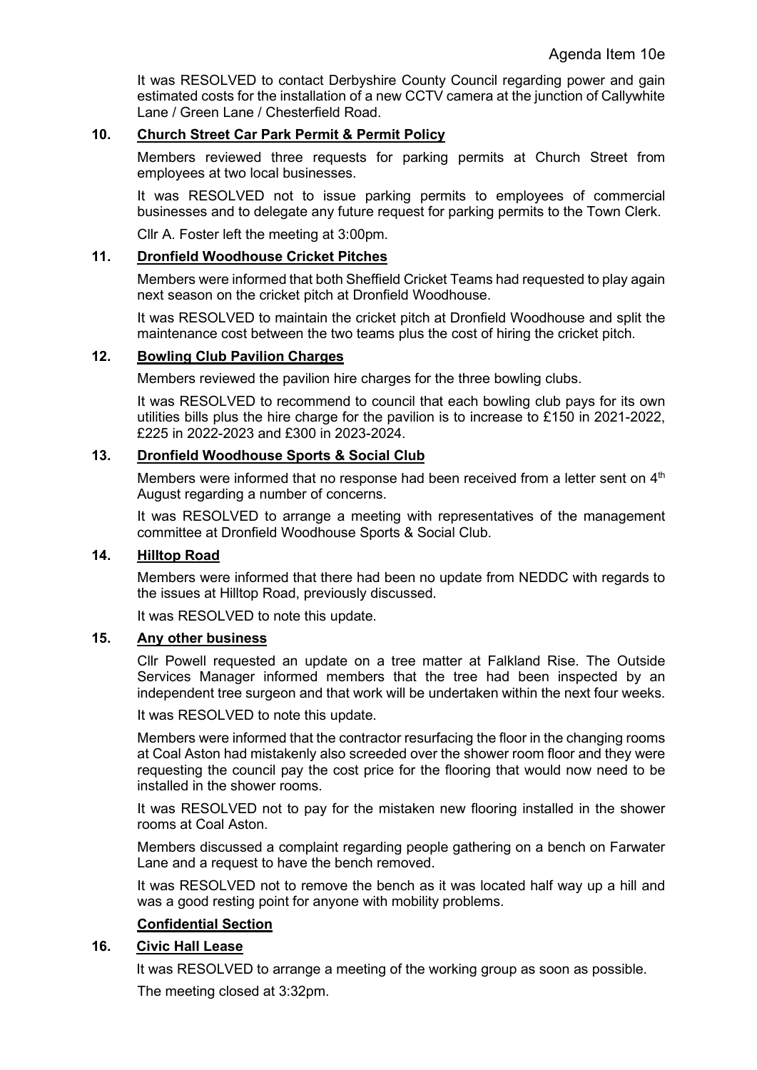It was RESOLVED to contact Derbyshire County Council regarding power and gain estimated costs for the installation of a new CCTV camera at the junction of Callywhite Lane / Green Lane / Chesterfield Road.

## 10. Church Street Car Park Permit & Permit Policy

Members reviewed three requests for parking permits at Church Street from employees at two local businesses.

It was RESOLVED not to issue parking permits to employees of commercial businesses and to delegate any future request for parking permits to the Town Clerk.

Cllr A. Foster left the meeting at 3:00pm.

## 11. Dronfield Woodhouse Cricket Pitches

Members were informed that both Sheffield Cricket Teams had requested to play again next season on the cricket pitch at Dronfield Woodhouse.

It was RESOLVED to maintain the cricket pitch at Dronfield Woodhouse and split the maintenance cost between the two teams plus the cost of hiring the cricket pitch.

## 12. Bowling Club Pavilion Charges

Members reviewed the pavilion hire charges for the three bowling clubs.

It was RESOLVED to recommend to council that each bowling club pays for its own utilities bills plus the hire charge for the pavilion is to increase to £150 in 2021-2022, £225 in 2022-2023 and £300 in 2023-2024.

## 13. Dronfield Woodhouse Sports & Social Club

Members were informed that no response had been received from a letter sent on 4th August regarding a number of concerns.

It was RESOLVED to arrange a meeting with representatives of the management committee at Dronfield Woodhouse Sports & Social Club.

## 14. Hilltop Road

Members were informed that there had been no update from NEDDC with regards to the issues at Hilltop Road, previously discussed.

It was RESOLVED to note this update.

## 15. Any other business

Cllr Powell requested an update on a tree matter at Falkland Rise. The Outside Services Manager informed members that the tree had been inspected by an independent tree surgeon and that work will be undertaken within the next four weeks.

It was RESOLVED to note this update.

Members were informed that the contractor resurfacing the floor in the changing rooms at Coal Aston had mistakenly also screeded over the shower room floor and they were requesting the council pay the cost price for the flooring that would now need to be installed in the shower rooms.

It was RESOLVED not to pay for the mistaken new flooring installed in the shower rooms at Coal Aston.

Members discussed a complaint regarding people gathering on a bench on Farwater Lane and a request to have the bench removed.

It was RESOLVED not to remove the bench as it was located half way up a hill and was a good resting point for anyone with mobility problems.

## Confidential Section

## 16. Civic Hall Lease

It was RESOLVED to arrange a meeting of the working group as soon as possible.

The meeting closed at 3:32pm.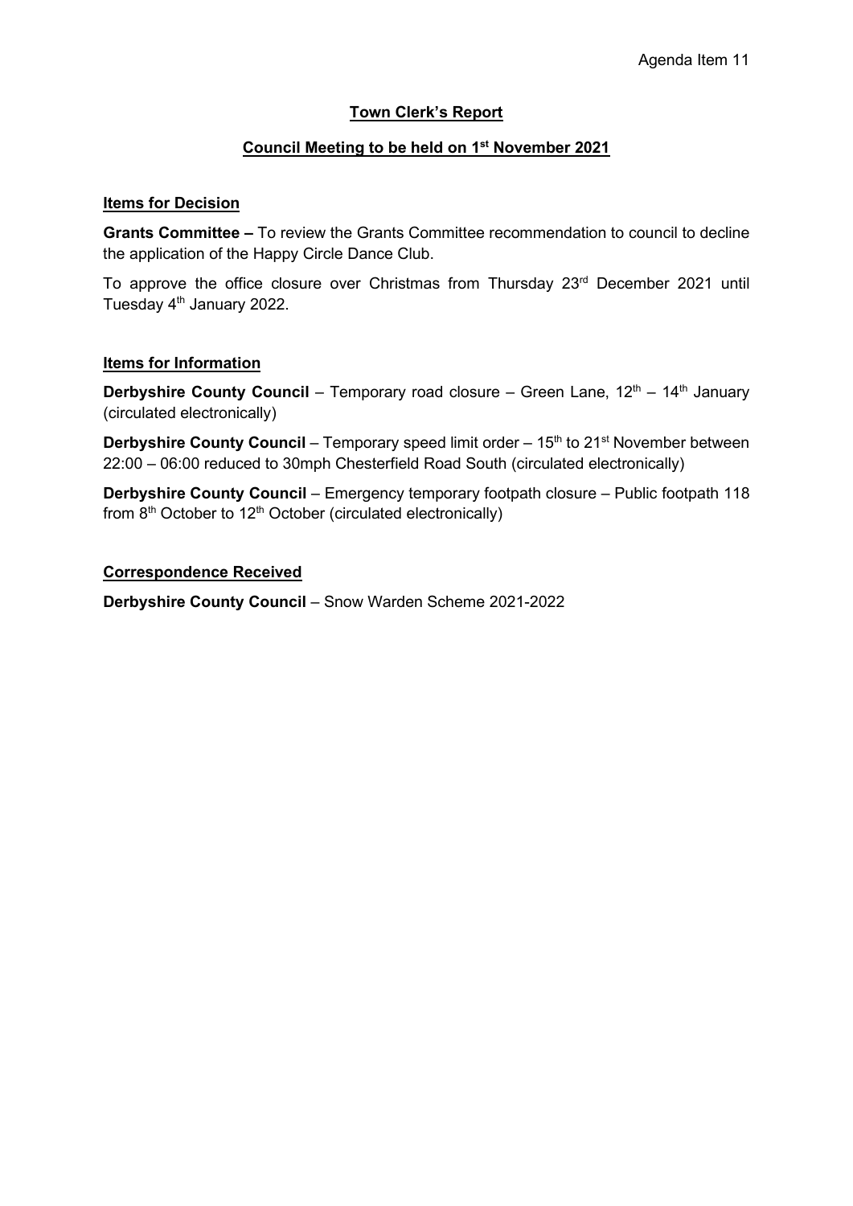Agenda Item 11

# Town Clerk's Report

## Council Meeting to be held on 1st November 2021

### Items for Decision

**Grants Committee –** To review the Grants Committee recommendation to council to decline the application of the Happy Circle Dance Club.

To approve the office closure over Christmas from Thursday 23rd December 2021 until Tuesday 4th January 2022.

### Items for Information

**Derbyshire County Council** – Temporary road closure – Green Lane, 12th – 14th January (circulated electronically)

**Derbyshire County Council** – Temporary speed limit order – 15th to 21st November between 22:00 – 06:00 reduced to 30mph Chesterfield Road South (circulated electronically)

**Derbyshire County Council** – Emergency temporary footpath closure – Public footpath 118 from 8th October to 12th October (circulated electronically)

### Correspondence Received

**Derbyshire County Council** – Snow Warden Scheme 2021-2022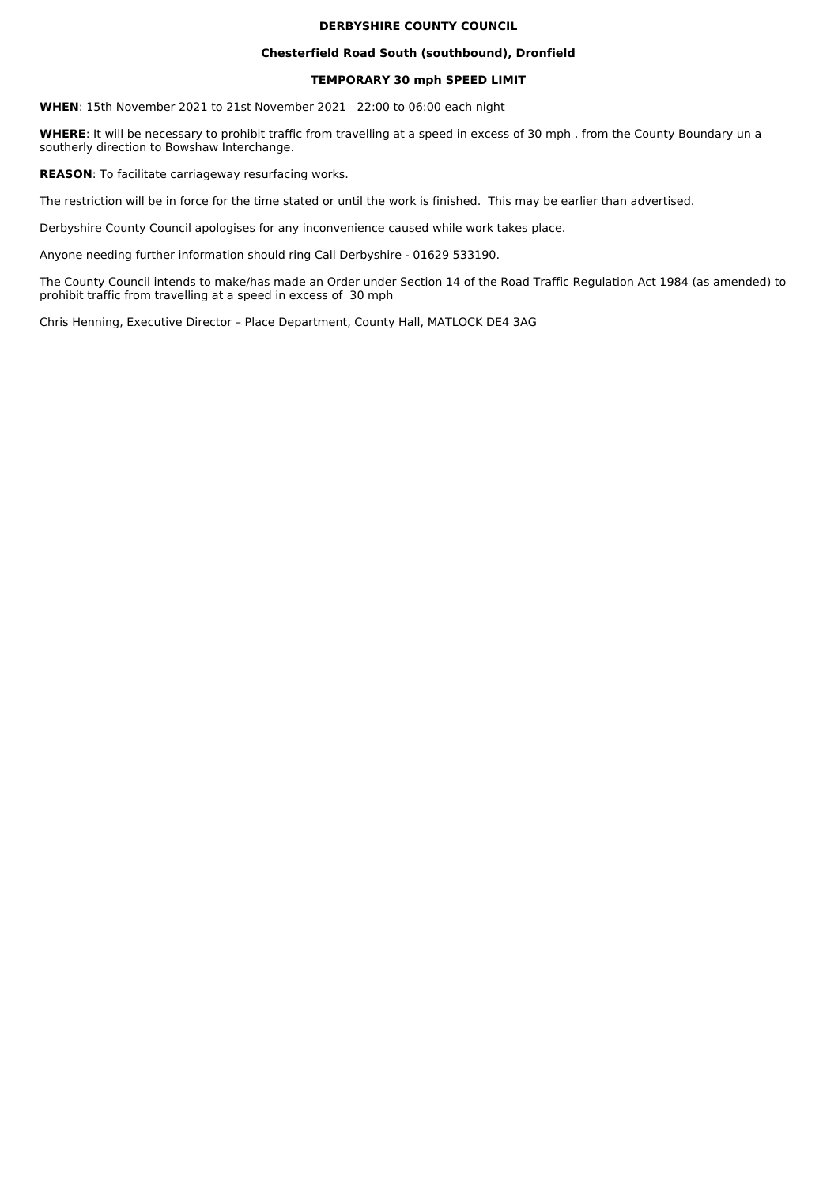**DERBYSHIRE COUNTY COUNCIL**

**Chesterfield Road South (southbound), Dronfield**

**TEMPORARY 30 mph SPEED LIMIT**

**WHEN**: 15th November 2021 to 21st November 2021 22:00 to 06:00 each night

**WHERE**: It will be necessary to prohibit traffic from travelling at a speed in excess of 30 mph , from the County Boundary un a southerly direction to Bowshaw Interchange.

**REASON**: To facilitate carriageway resurfacing works.

The restriction will be in force for the time stated or until the work is finished. This may be earlier than advertised.

Derbyshire County Council apologises for any inconvenience caused while work takes place.

Anyone needing further information should ring Call Derbyshire - 01629 533190.

The County Council intends to make/has made an Order under Section 14 of the Road Traffic Regulation Act 1984 (as amended) to prohibit traffic from travelling at a speed in excess of 30 mph

Chris Henning, Executive Director – Place Department, County Hall, MATLOCK DE4 3AG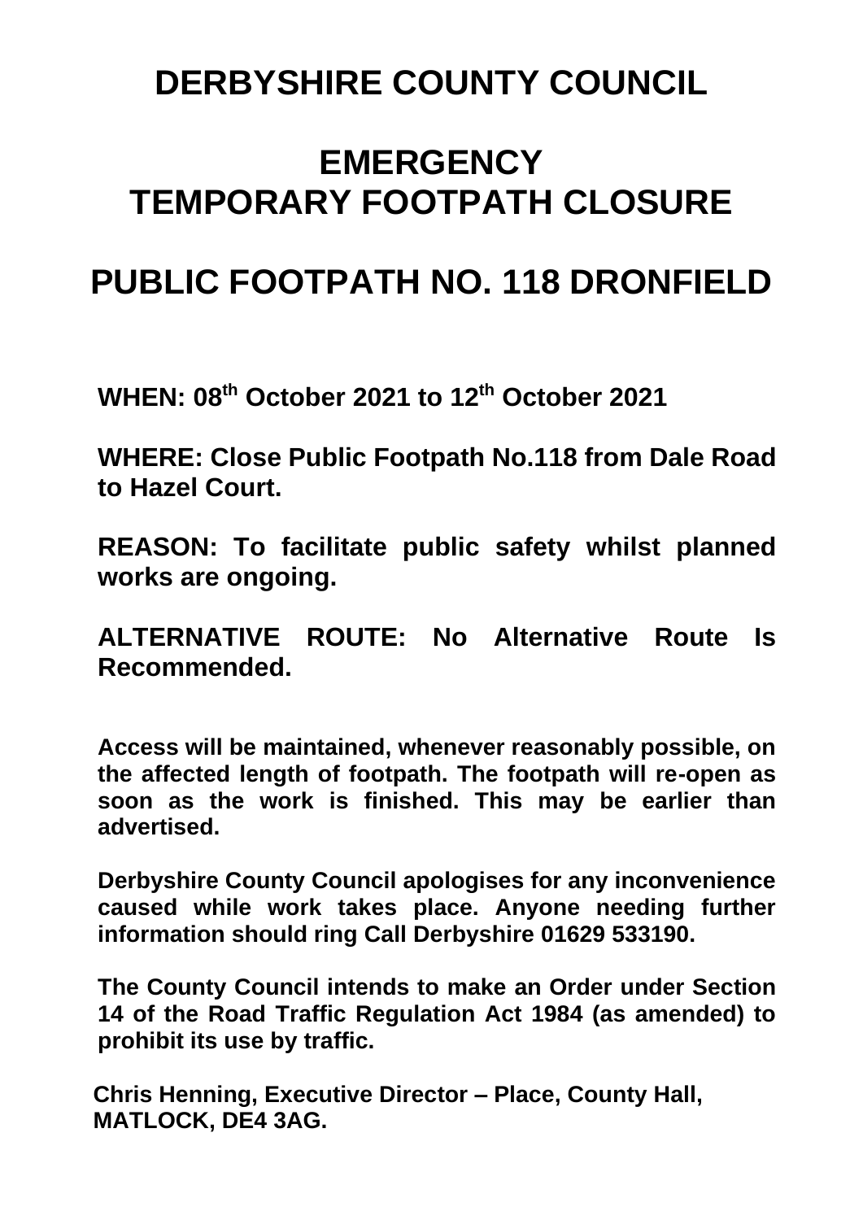# DERBYSHIRE COUNTY COUNCIL

# EMERGENCY TEMPORARY FOOTPATH CLOSURE

# PUBLIC FOOTPATH NO. 118 DRONFIELD

**WHEN: 08th October 2021 to 12th October 2021**

**WHERE: Close Public Footpath No.118 from Dale Road to Hazel Court.**

**REASON: To facilitate public safety whilst planned works are ongoing.**

**ALTERNATIVE ROUTE: No Alternative Route Is Recommended.**

**Access will be maintained, whenever reasonably possible, on the affected length of footpath. The footpath will re-open as soon as the work is finished. This may be earlier than advertised.**

**Derbyshire County Council apologises for any inconvenience caused while work takes place. Anyone needing further information should ring Call Derbyshire 01629 533190.**

**The County Council intends to make an Order under Section 14 of the Road Traffic Regulation Act 1984 (as amended) to prohibit its use by traffic.**

**Chris Henning, Executive Director – Place, County Hall, MATLOCK, DE4 3AG.**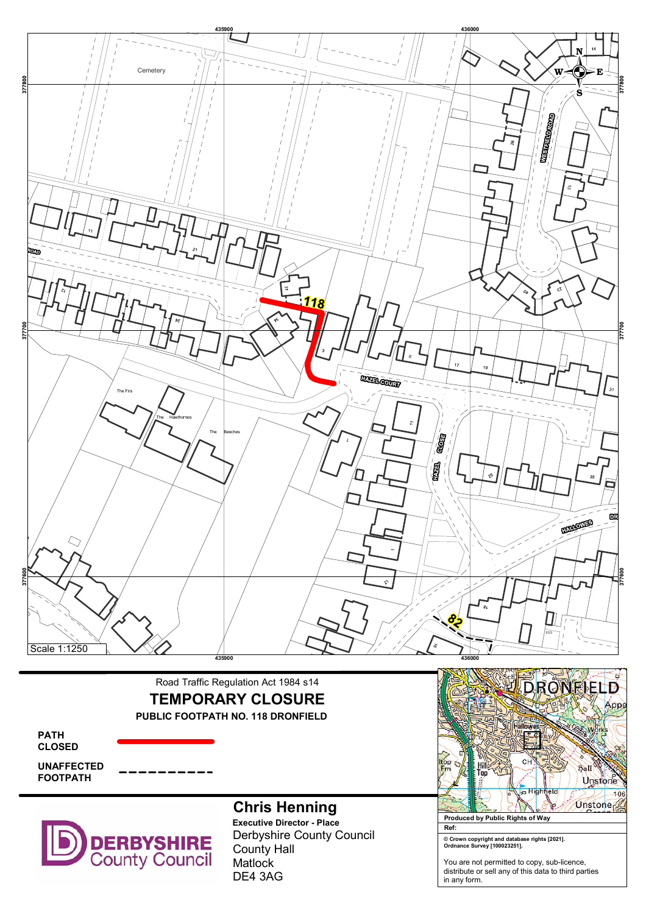435900 436000

377800

Cemetery

WESTFIELD ROAD

HAZEL COURT

HAZEL CLOSE

HALLOWES DR

The Firs

The Hawthornes

The Beeches

118

82

377700

377600

Scale 1:1250

Road Traffic Regulation Act 1984 s14

## TEMPORARY CLOSURE

**PUBLIC FOOTPATH NO. 118 DRONFIELD**

**PATH CLOSED**

**UNAFFECTED FOOTPATH**

DERBYSHIRE County Council

## Chris Henning

**Executive Director - Place**

Derbyshire County Council
County Hall
Matlock
DE4 3AG

**Produced by Public Rights of Way**

**Ref:**

**© Crown copyright and database rights [2021]. Ordnance Survey [100023251].**

You are not permitted to copy, sub-licence, distribute or sell any of this data to third parties in any form.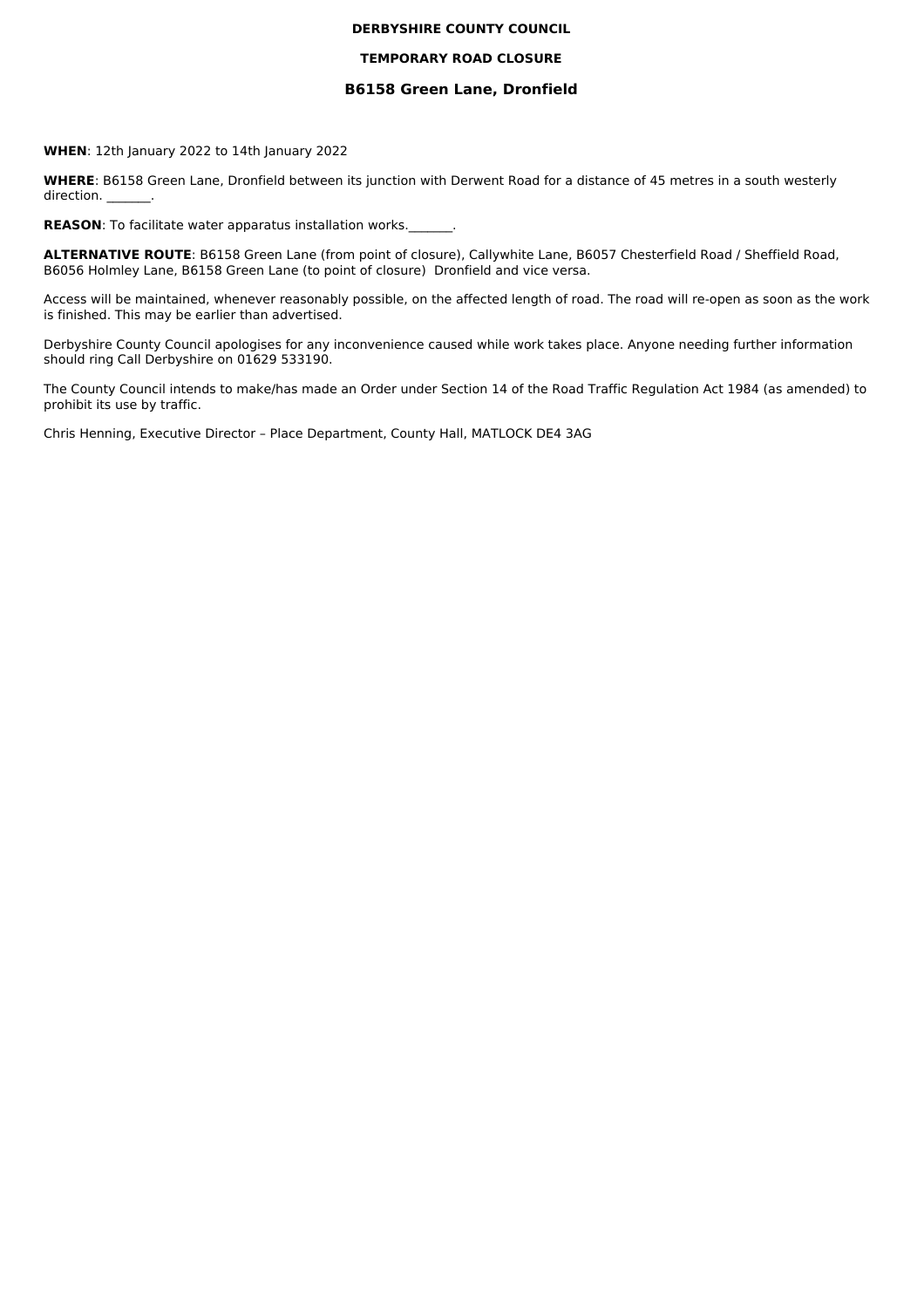**DERBYSHIRE COUNTY COUNCIL**

**TEMPORARY ROAD CLOSURE**

### B6158 Green Lane, Dronfield

**WHEN**: 12th January 2022 to 14th January 2022

**WHERE**: B6158 Green Lane, Dronfield between its junction with Derwent Road for a distance of 45 metres in a south westerly direction. _______.

**REASON**: To facilitate water apparatus installation works._______.

**ALTERNATIVE ROUTE**: B6158 Green Lane (from point of closure), Callywhite Lane, B6057 Chesterfield Road / Sheffield Road, B6056 Holmley Lane, B6158 Green Lane (to point of closure)  Dronfield and vice versa.

Access will be maintained, whenever reasonably possible, on the affected length of road. The road will re-open as soon as the work is finished. This may be earlier than advertised.

Derbyshire County Council apologises for any inconvenience caused while work takes place. Anyone needing further information should ring Call Derbyshire on 01629 533190.

The County Council intends to make/has made an Order under Section 14 of the Road Traffic Regulation Act 1984 (as amended) to prohibit its use by traffic.

Chris Henning, Executive Director – Place Department, County Hall, MATLOCK DE4 3AG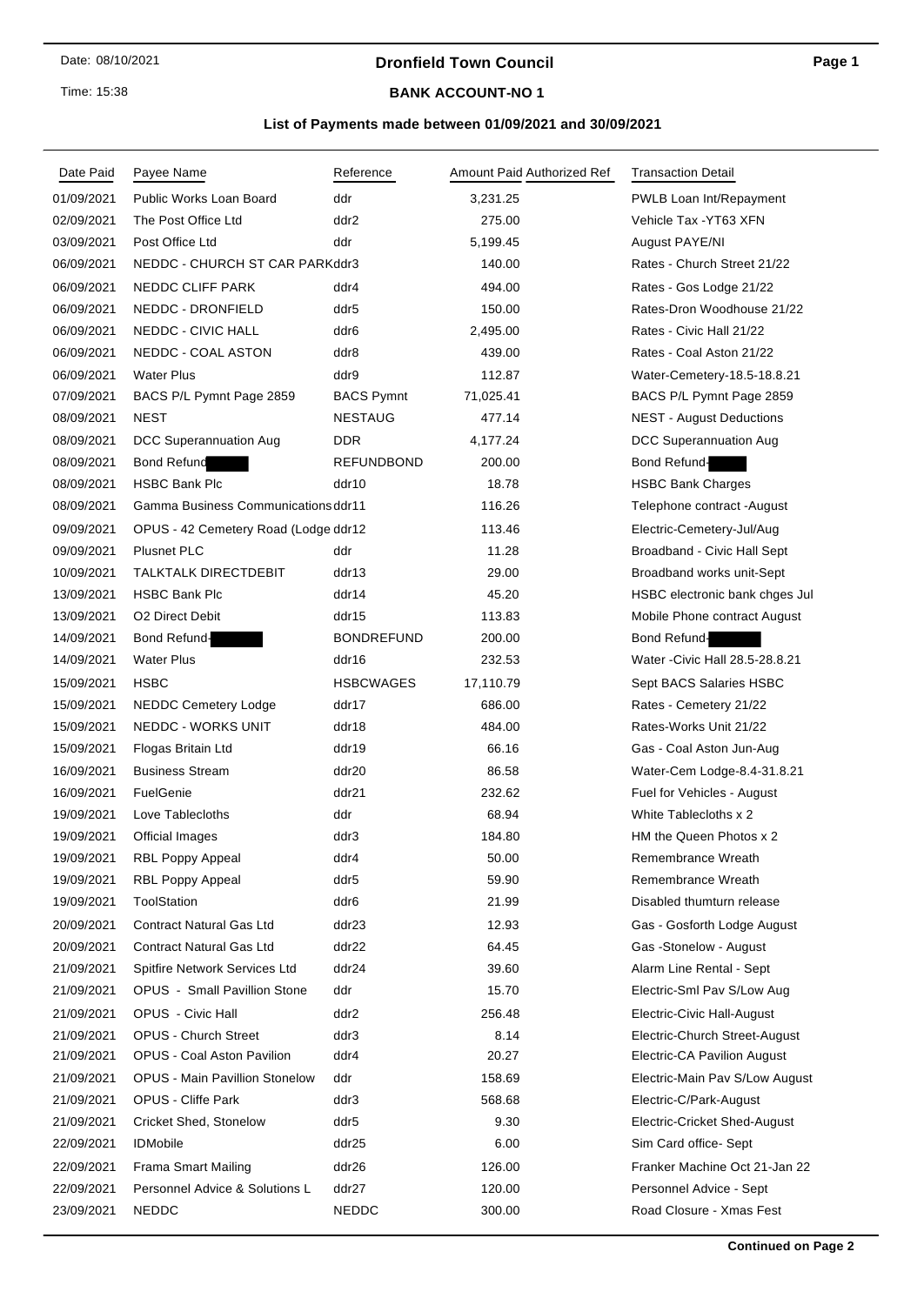Date: 08/10/2021

Time: 15:38

# Dronfield Town Council

## BANK ACCOUNT-NO 1

### List of Payments made between 01/09/2021 and 30/09/2021

| Date Paid | Payee Name | Reference | Amount Paid | Authorized Ref | Transaction Detail |
|---|---|---|---|---|---|
| 01/09/2021 | Public Works Loan Board | ddr | 3,231.25 | | PWLB Loan Int/Repayment |
| 02/09/2021 | The Post Office Ltd | ddr2 | 275.00 | | Vehicle Tax -YT63 XFN |
| 03/09/2021 | Post Office Ltd | ddr | 5,199.45 | | August PAYE/NI |
| 06/09/2021 | NEDDC - CHURCH ST CAR PARK | ddr3 | 140.00 | | Rates - Church Street 21/22 |
| 06/09/2021 | NEDDC CLIFF PARK | ddr4 | 494.00 | | Rates - Gos Lodge 21/22 |
| 06/09/2021 | NEDDC - DRONFIELD | ddr5 | 150.00 | | Rates-Dron Woodhouse 21/22 |
| 06/09/2021 | NEDDC - CIVIC HALL | ddr6 | 2,495.00 | | Rates - Civic Hall 21/22 |
| 06/09/2021 | NEDDC - COAL ASTON | ddr8 | 439.00 | | Rates - Coal Aston 21/22 |
| 06/09/2021 | Water Plus | ddr9 | 112.87 | | Water-Cemetery-18.5-18.8.21 |
| 07/09/2021 | BACS P/L Pymnt Page 2859 | BACS Pymnt | 71,025.41 | | BACS P/L Pymnt Page 2859 |
| 08/09/2021 | NEST | NESTAUG | 477.14 | | NEST - August Deductions |
| 08/09/2021 | DCC Superannuation Aug | DDR | 4,177.24 | | DCC Superannuation Aug |
| 08/09/2021 | Bond Refund | REFUNDBOND | 200.00 | | Bond Refund- |
| 08/09/2021 | HSBC Bank Plc | ddr10 | 18.78 | | HSBC Bank Charges |
| 08/09/2021 | Gamma Business Communications | ddr11 | 116.26 | | Telephone contract -August |
| 09/09/2021 | OPUS - 42 Cemetery Road (Lodge | ddr12 | 113.46 | | Electric-Cemetery-Jul/Aug |
| 09/09/2021 | Plusnet PLC | ddr | 11.28 | | Broadband - Civic Hall Sept |
| 10/09/2021 | TALKTALK DIRECTDEBIT | ddr13 | 29.00 | | Broadband works unit-Sept |
| 13/09/2021 | HSBC Bank Plc | ddr14 | 45.20 | | HSBC electronic bank chges Jul |
| 13/09/2021 | O2 Direct Debit | ddr15 | 113.83 | | Mobile Phone contract August |
| 14/09/2021 | Bond Refund- | BONDREFUND | 200.00 | | Bond Refund- |
| 14/09/2021 | Water Plus | ddr16 | 232.53 | | Water -Civic Hall 28.5-28.8.21 |
| 15/09/2021 | HSBC | HSBCWAGES | 17,110.79 | | Sept BACS Salaries HSBC |
| 15/09/2021 | NEDDC Cemetery Lodge | ddr17 | 686.00 | | Rates - Cemetery 21/22 |
| 15/09/2021 | NEDDC - WORKS UNIT | ddr18 | 484.00 | | Rates-Works Unit 21/22 |
| 15/09/2021 | Flogas Britain Ltd | ddr19 | 66.16 | | Gas - Coal Aston Jun-Aug |
| 16/09/2021 | Business Stream | ddr20 | 86.58 | | Water-Cem Lodge-8.4-31.8.21 |
| 16/09/2021 | FuelGenie | ddr21 | 232.62 | | Fuel for Vehicles - August |
| 19/09/2021 | Love Tablecloths | ddr | 68.94 | | White Tablecloths x 2 |
| 19/09/2021 | Official Images | ddr3 | 184.80 | | HM the Queen Photos x 2 |
| 19/09/2021 | RBL Poppy Appeal | ddr4 | 50.00 | | Remembrance Wreath |
| 19/09/2021 | RBL Poppy Appeal | ddr5 | 59.90 | | Remembrance Wreath |
| 19/09/2021 | ToolStation | ddr6 | 21.99 | | Disabled thumturn release |
| 20/09/2021 | Contract Natural Gas Ltd | ddr23 | 12.93 | | Gas - Gosforth Lodge August |
| 20/09/2021 | Contract Natural Gas Ltd | ddr22 | 64.45 | | Gas -Stonelow - August |
| 21/09/2021 | Spitfire Network Services Ltd | ddr24 | 39.60 | | Alarm Line Rental - Sept |
| 21/09/2021 | OPUS - Small Pavillion Stone | ddr | 15.70 | | Electric-Sml Pav S/Low Aug |
| 21/09/2021 | OPUS - Civic Hall | ddr2 | 256.48 | | Electric-Civic Hall-August |
| 21/09/2021 | OPUS - Church Street | ddr3 | 8.14 | | Electric-Church Street-August |
| 21/09/2021 | OPUS - Coal Aston Pavilion | ddr4 | 20.27 | | Electric-CA Pavilion August |
| 21/09/2021 | OPUS - Main Pavillion Stonelow | ddr | 158.69 | | Electric-Main Pav S/Low August |
| 21/09/2021 | OPUS - Cliffe Park | ddr3 | 568.68 | | Electric-C/Park-August |
| 21/09/2021 | Cricket Shed, Stonelow | ddr5 | 9.30 | | Electric-Cricket Shed-August |
| 22/09/2021 | IDMobile | ddr25 | 6.00 | | Sim Card office- Sept |
| 22/09/2021 | Frama Smart Mailing | ddr26 | 126.00 | | Franker Machine Oct 21-Jan 22 |
| 22/09/2021 | Personnel Advice & Solutions L | ddr27 | 120.00 | | Personnel Advice - Sept |
| 23/09/2021 | NEDDC | NEDDC | 300.00 | | Road Closure - Xmas Fest |

**Continued on Page 2**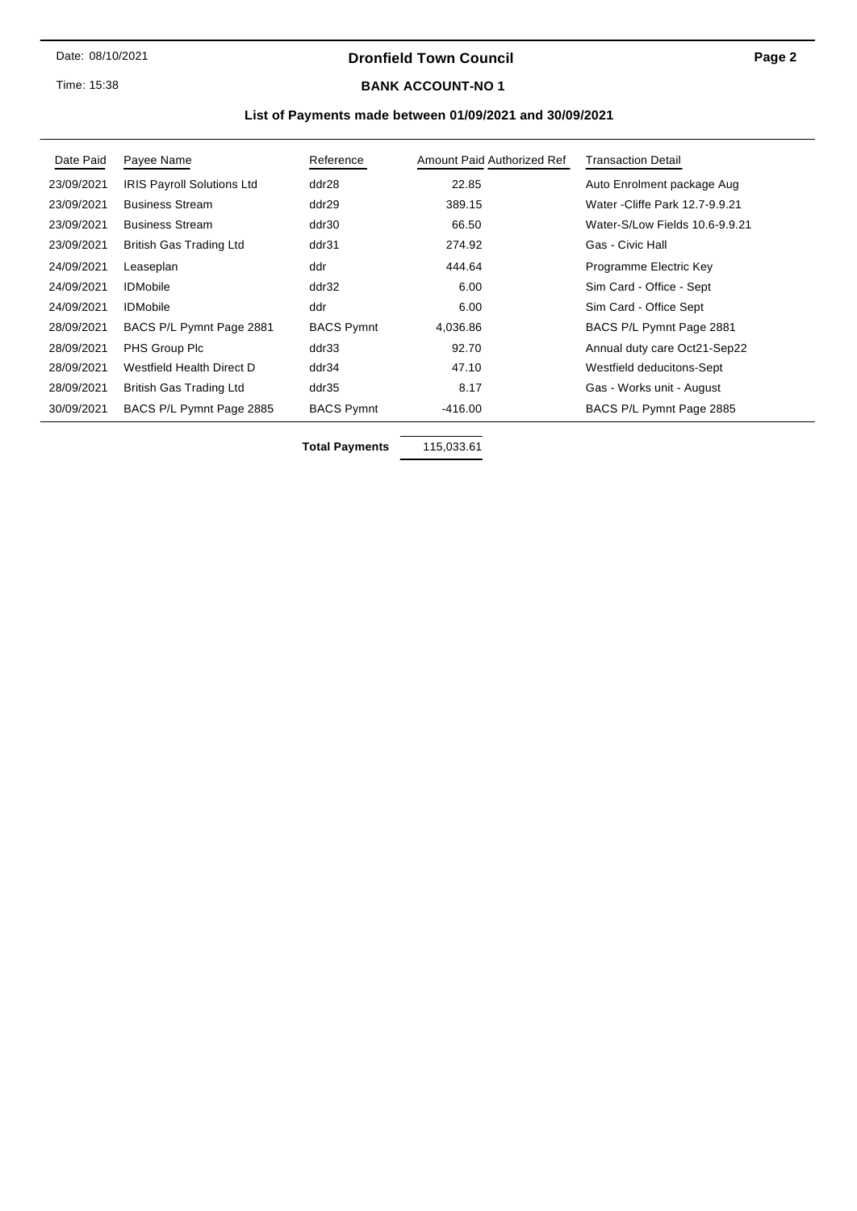## Dronfield Town Council

### BANK ACCOUNT-NO 1

### List of Payments made between 01/09/2021 and 30/09/2021

| Date Paid | Payee Name | Reference | Amount Paid | Authorized Ref | Transaction Detail |
|---|---|---|---|---|---|
| 23/09/2021 | IRIS Payroll Solutions Ltd | ddr28 | 22.85 | | Auto Enrolment package Aug |
| 23/09/2021 | Business Stream | ddr29 | 389.15 | | Water -Cliffe Park 12.7-9.9.21 |
| 23/09/2021 | Business Stream | ddr30 | 66.50 | | Water-S/Low Fields 10.6-9.9.21 |
| 23/09/2021 | British Gas Trading Ltd | ddr31 | 274.92 | | Gas - Civic Hall |
| 24/09/2021 | Leaseplan | ddr | 444.64 | | Programme Electric Key |
| 24/09/2021 | IDMobile | ddr32 | 6.00 | | Sim Card - Office - Sept |
| 24/09/2021 | IDMobile | ddr | 6.00 | | Sim Card - Office Sept |
| 28/09/2021 | BACS P/L Pymnt Page 2881 | BACS Pymnt | 4,036.86 | | BACS P/L Pymnt Page 2881 |
| 28/09/2021 | PHS Group Plc | ddr33 | 92.70 | | Annual duty care Oct21-Sep22 |
| 28/09/2021 | Westfield Health Direct D | ddr34 | 47.10 | | Westfield deducitons-Sept |
| 28/09/2021 | British Gas Trading Ltd | ddr35 | 8.17 | | Gas - Works unit - August |
| 30/09/2021 | BACS P/L Pymnt Page 2885 | BACS Pymnt | -416.00 | | BACS P/L Pymnt Page 2885 |

**Total Payments** 115,033.61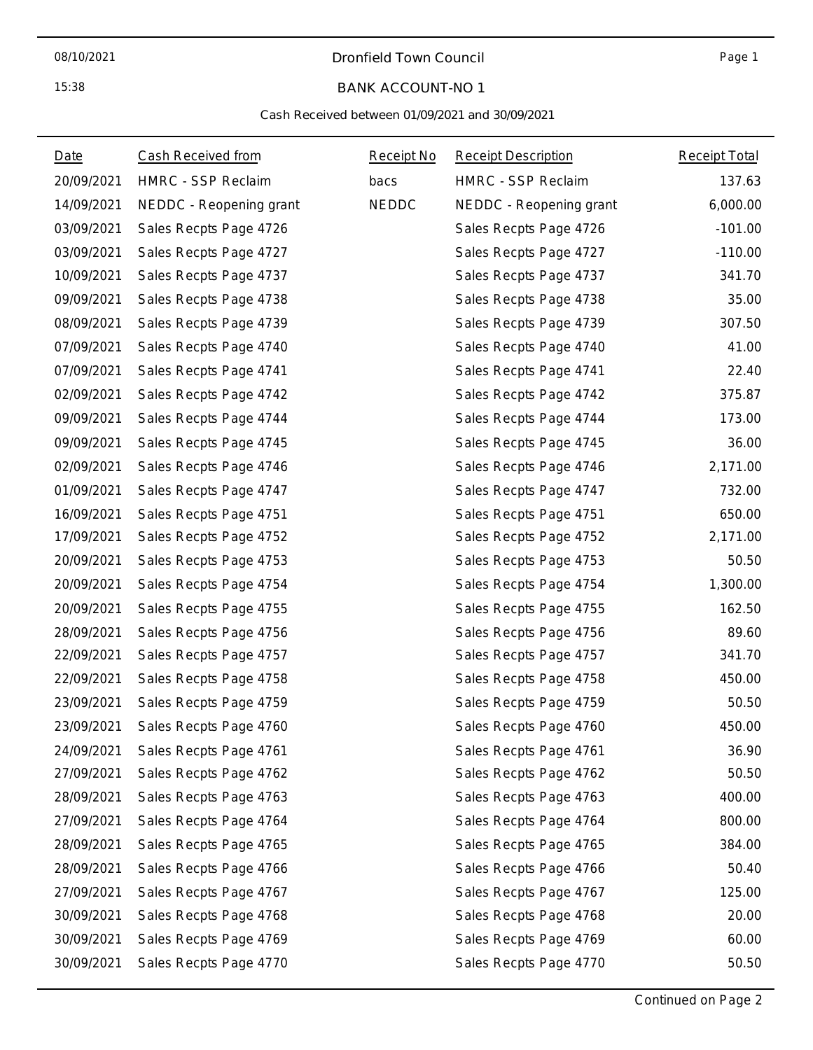Dronfield Town Council

BANK ACCOUNT-NO 1

Cash Received between 01/09/2021 and 30/09/2021

| Date | Cash Received from | Receipt No | Receipt Description | Receipt Total |
|---|---|---|---|---|
| 20/09/2021 | HMRC - SSP Reclaim | bacs | HMRC - SSP Reclaim | 137.63 |
| 14/09/2021 | NEDDC - Reopening grant | NEDDC | NEDDC - Reopening grant | 6,000.00 |
| 03/09/2021 | Sales Recpts Page 4726 | | Sales Recpts Page 4726 | -101.00 |
| 03/09/2021 | Sales Recpts Page 4727 | | Sales Recpts Page 4727 | -110.00 |
| 10/09/2021 | Sales Recpts Page 4737 | | Sales Recpts Page 4737 | 341.70 |
| 09/09/2021 | Sales Recpts Page 4738 | | Sales Recpts Page 4738 | 35.00 |
| 08/09/2021 | Sales Recpts Page 4739 | | Sales Recpts Page 4739 | 307.50 |
| 07/09/2021 | Sales Recpts Page 4740 | | Sales Recpts Page 4740 | 41.00 |
| 07/09/2021 | Sales Recpts Page 4741 | | Sales Recpts Page 4741 | 22.40 |
| 02/09/2021 | Sales Recpts Page 4742 | | Sales Recpts Page 4742 | 375.87 |
| 09/09/2021 | Sales Recpts Page 4744 | | Sales Recpts Page 4744 | 173.00 |
| 09/09/2021 | Sales Recpts Page 4745 | | Sales Recpts Page 4745 | 36.00 |
| 02/09/2021 | Sales Recpts Page 4746 | | Sales Recpts Page 4746 | 2,171.00 |
| 01/09/2021 | Sales Recpts Page 4747 | | Sales Recpts Page 4747 | 732.00 |
| 16/09/2021 | Sales Recpts Page 4751 | | Sales Recpts Page 4751 | 650.00 |
| 17/09/2021 | Sales Recpts Page 4752 | | Sales Recpts Page 4752 | 2,171.00 |
| 20/09/2021 | Sales Recpts Page 4753 | | Sales Recpts Page 4753 | 50.50 |
| 20/09/2021 | Sales Recpts Page 4754 | | Sales Recpts Page 4754 | 1,300.00 |
| 20/09/2021 | Sales Recpts Page 4755 | | Sales Recpts Page 4755 | 162.50 |
| 28/09/2021 | Sales Recpts Page 4756 | | Sales Recpts Page 4756 | 89.60 |
| 22/09/2021 | Sales Recpts Page 4757 | | Sales Recpts Page 4757 | 341.70 |
| 22/09/2021 | Sales Recpts Page 4758 | | Sales Recpts Page 4758 | 450.00 |
| 23/09/2021 | Sales Recpts Page 4759 | | Sales Recpts Page 4759 | 50.50 |
| 23/09/2021 | Sales Recpts Page 4760 | | Sales Recpts Page 4760 | 450.00 |
| 24/09/2021 | Sales Recpts Page 4761 | | Sales Recpts Page 4761 | 36.90 |
| 27/09/2021 | Sales Recpts Page 4762 | | Sales Recpts Page 4762 | 50.50 |
| 28/09/2021 | Sales Recpts Page 4763 | | Sales Recpts Page 4763 | 400.00 |
| 27/09/2021 | Sales Recpts Page 4764 | | Sales Recpts Page 4764 | 800.00 |
| 28/09/2021 | Sales Recpts Page 4765 | | Sales Recpts Page 4765 | 384.00 |
| 28/09/2021 | Sales Recpts Page 4766 | | Sales Recpts Page 4766 | 50.40 |
| 27/09/2021 | Sales Recpts Page 4767 | | Sales Recpts Page 4767 | 125.00 |
| 30/09/2021 | Sales Recpts Page 4768 | | Sales Recpts Page 4768 | 20.00 |
| 30/09/2021 | Sales Recpts Page 4769 | | Sales Recpts Page 4769 | 60.00 |
| 30/09/2021 | Sales Recpts Page 4770 | | Sales Recpts Page 4770 | 50.50 |

Continued on Page 2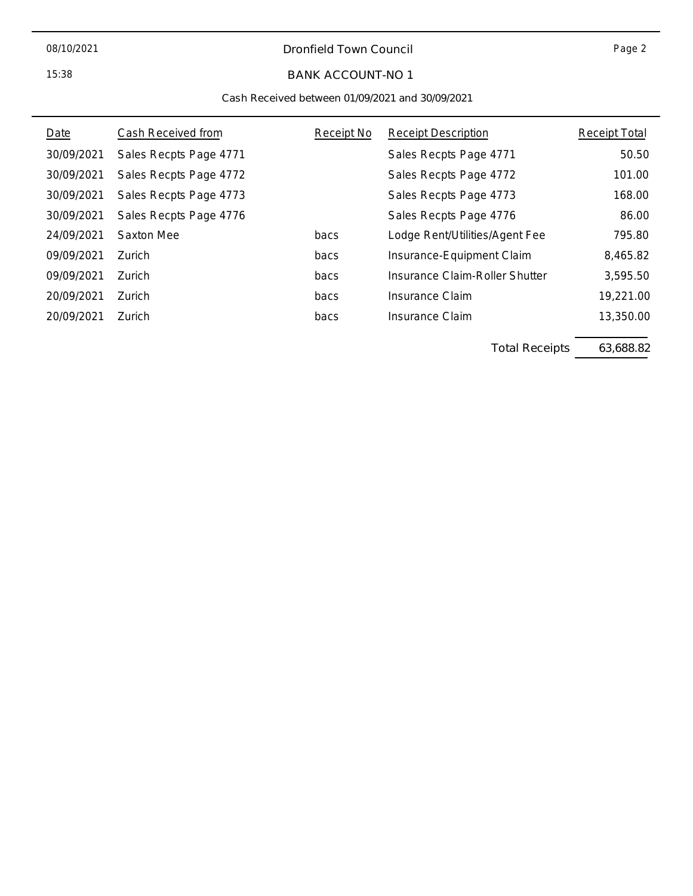Dronfield Town Council

BANK ACCOUNT-NO 1

Cash Received between 01/09/2021 and 30/09/2021

| Date | Cash Received from | Receipt No | Receipt Description | Receipt Total |
|---|---|---|---|---|
| 30/09/2021 | Sales Recpts Page 4771 | | Sales Recpts Page 4771 | 50.50 |
| 30/09/2021 | Sales Recpts Page 4772 | | Sales Recpts Page 4772 | 101.00 |
| 30/09/2021 | Sales Recpts Page 4773 | | Sales Recpts Page 4773 | 168.00 |
| 30/09/2021 | Sales Recpts Page 4776 | | Sales Recpts Page 4776 | 86.00 |
| 24/09/2021 | Saxton Mee | bacs | Lodge Rent/Utilities/Agent Fee | 795.80 |
| 09/09/2021 | Zurich | bacs | Insurance-Equipment Claim | 8,465.82 |
| 09/09/2021 | Zurich | bacs | Insurance Claim-Roller Shutter | 3,595.50 |
| 20/09/2021 | Zurich | bacs | Insurance Claim | 19,221.00 |
| 20/09/2021 | Zurich | bacs | Insurance Claim | 13,350.00 |
| | | | Total Receipts | 63,688.82 |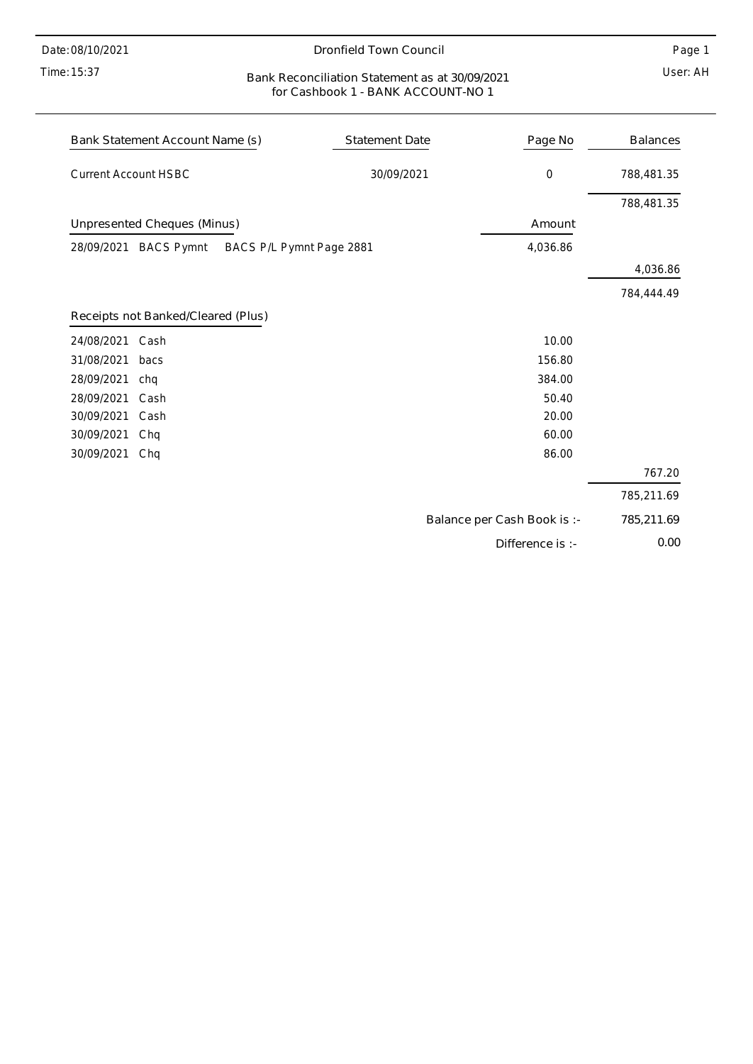Date: 08/10/2021

Time: 15:37

# Dronfield Town Council

User: AH

## Bank Reconciliation Statement as at 30/09/2021 for Cashbook 1 - BANK ACCOUNT-NO 1

| Bank Statement Account Name (s) | Statement Date | Page No | Balances |
|---|---|---|---|
| Current Account HSBC | 30/09/2021 | 0 | 788,481.35 |
| | | | 788,481.35 |

**Unpresented Cheques (Minus)**

| | | Amount | |
|---|---|---|---|
| 28/09/2021 BACS Pymnt | BACS P/L Pymnt Page 2881 | 4,036.86 | |
| | | | 4,036.86 |
| | | | 784,444.49 |

**Receipts not Banked/Cleared (Plus)**

| | | Amount | |
|---|---|---|---|
| 24/08/2021 Cash | | 10.00 | |
| 31/08/2021 bacs | | 156.80 | |
| 28/09/2021 chq | | 384.00 | |
| 28/09/2021 Cash | | 50.40 | |
| 30/09/2021 Cash | | 20.00 | |
| 30/09/2021 Chq | | 60.00 | |
| 30/09/2021 Chq | | 86.00 | |
| | | | 767.20 |
| | | | 785,211.69 |
| | | Balance per Cash Book is :- | 785,211.69 |
| | | Difference is :- | 0.00 |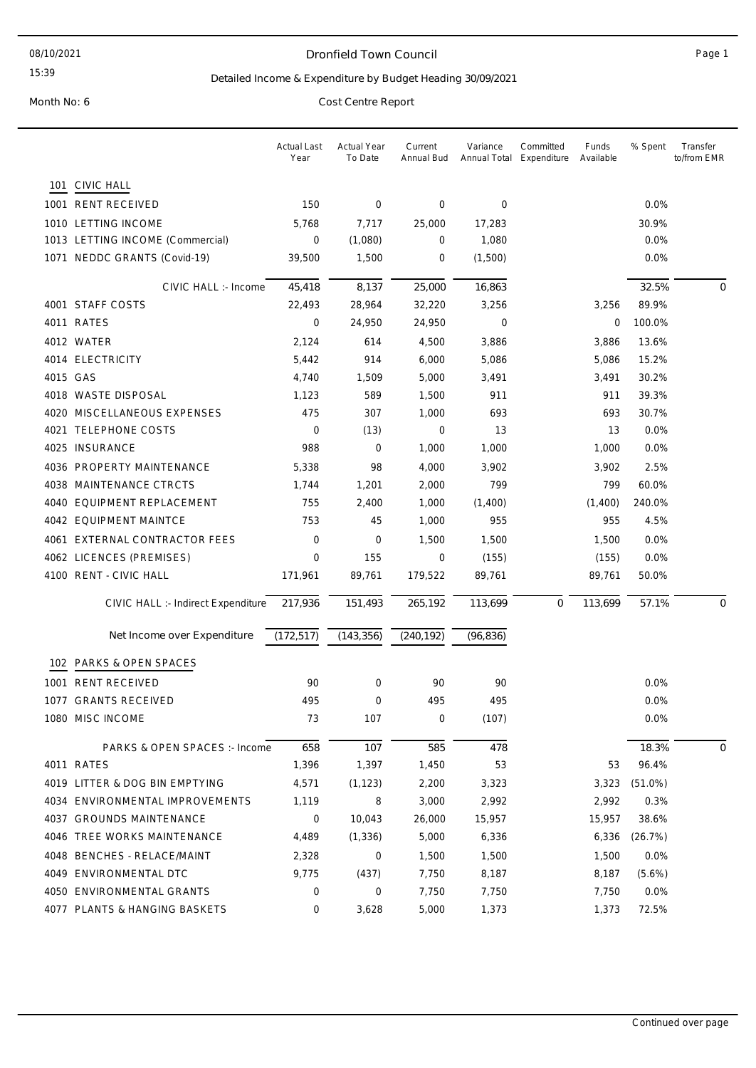# Dronfield Town Council

08/10/2021 15:39

## Detailed Income & Expenditure by Budget Heading 30/09/2021

Month No: 6

Cost Centre Report

| | Actual Last Year | Actual Year To Date | Current Annual Bud | Variance Annual Total | Committed Expenditure | Funds Available | % Spent | Transfer to/from EMR |
|---|---|---|---|---|---|---|---|---|
| **101 CIVIC HALL** | | | | | | | | |
| 1001 RENT RECEIVED | 150 | 0 | 0 | 0 | | | 0.0% | |
| 1010 LETTING INCOME | 5,768 | 7,717 | 25,000 | 17,283 | | | 30.9% | |
| 1013 LETTING INCOME (Commercial) | 0 | (1,080) | 0 | 1,080 | | | 0.0% | |
| 1071 NEDDC GRANTS (Covid-19) | 39,500 | 1,500 | 0 | (1,500) | | | 0.0% | |
| CIVIC HALL :- Income | 45,418 | 8,137 | 25,000 | 16,863 | | | 32.5% | 0 |
| 4001 STAFF COSTS | 22,493 | 28,964 | 32,220 | 3,256 | | 3,256 | 89.9% | |
| 4011 RATES | 0 | 24,950 | 24,950 | 0 | | 0 | 100.0% | |
| 4012 WATER | 2,124 | 614 | 4,500 | 3,886 | | 3,886 | 13.6% | |
| 4014 ELECTRICITY | 5,442 | 914 | 6,000 | 5,086 | | 5,086 | 15.2% | |
| 4015 GAS | 4,740 | 1,509 | 5,000 | 3,491 | | 3,491 | 30.2% | |
| 4018 WASTE DISPOSAL | 1,123 | 589 | 1,500 | 911 | | 911 | 39.3% | |
| 4020 MISCELLANEOUS EXPENSES | 475 | 307 | 1,000 | 693 | | 693 | 30.7% | |
| 4021 TELEPHONE COSTS | 0 | (13) | 0 | 13 | | 13 | 0.0% | |
| 4025 INSURANCE | 988 | 0 | 1,000 | 1,000 | | 1,000 | 0.0% | |
| 4036 PROPERTY MAINTENANCE | 5,338 | 98 | 4,000 | 3,902 | | 3,902 | 2.5% | |
| 4038 MAINTENANCE CTRCTS | 1,744 | 1,201 | 2,000 | 799 | | 799 | 60.0% | |
| 4040 EQUIPMENT REPLACEMENT | 755 | 2,400 | 1,000 | (1,400) | | (1,400) | 240.0% | |
| 4042 EQUIPMENT MAINTCE | 753 | 45 | 1,000 | 955 | | 955 | 4.5% | |
| 4061 EXTERNAL CONTRACTOR FEES | 0 | 0 | 1,500 | 1,500 | | 1,500 | 0.0% | |
| 4062 LICENCES (PREMISES) | 0 | 155 | 0 | (155) | | (155) | 0.0% | |
| 4100 RENT - CIVIC HALL | 171,961 | 89,761 | 179,522 | 89,761 | | 89,761 | 50.0% | |
| CIVIC HALL :- Indirect Expenditure | 217,936 | 151,493 | 265,192 | 113,699 | 0 | 113,699 | 57.1% | 0 |
| Net Income over Expenditure | (172,517) | (143,356) | (240,192) | (96,836) | | | | |
| **102 PARKS & OPEN SPACES** | | | | | | | | |
| 1001 RENT RECEIVED | 90 | 0 | 90 | 90 | | | 0.0% | |
| 1077 GRANTS RECEIVED | 495 | 0 | 495 | 495 | | | 0.0% | |
| 1080 MISC INCOME | 73 | 107 | 0 | (107) | | | 0.0% | |
| PARKS & OPEN SPACES :- Income | 658 | 107 | 585 | 478 | | | 18.3% | 0 |
| 4011 RATES | 1,396 | 1,397 | 1,450 | 53 | | 53 | 96.4% | |
| 4019 LITTER & DOG BIN EMPTYING | 4,571 | (1,123) | 2,200 | 3,323 | | 3,323 | (51.0%) | |
| 4034 ENVIRONMENTAL IMPROVEMENTS | 1,119 | 8 | 3,000 | 2,992 | | 2,992 | 0.3% | |
| 4037 GROUNDS MAINTENANCE | 0 | 10,043 | 26,000 | 15,957 | | 15,957 | 38.6% | |
| 4046 TREE WORKS MAINTENANCE | 4,489 | (1,336) | 5,000 | 6,336 | | 6,336 | (26.7%) | |
| 4048 BENCHES - RELACE/MAINT | 2,328 | 0 | 1,500 | 1,500 | | 1,500 | 0.0% | |
| 4049 ENVIRONMENTAL DTC | 9,775 | (437) | 7,750 | 8,187 | | 8,187 | (5.6%) | |
| 4050 ENVIRONMENTAL GRANTS | 0 | 0 | 7,750 | 7,750 | | 7,750 | 0.0% | |
| 4077 PLANTS & HANGING BASKETS | 0 | 3,628 | 5,000 | 1,373 | | 1,373 | 72.5% | |

Continued over page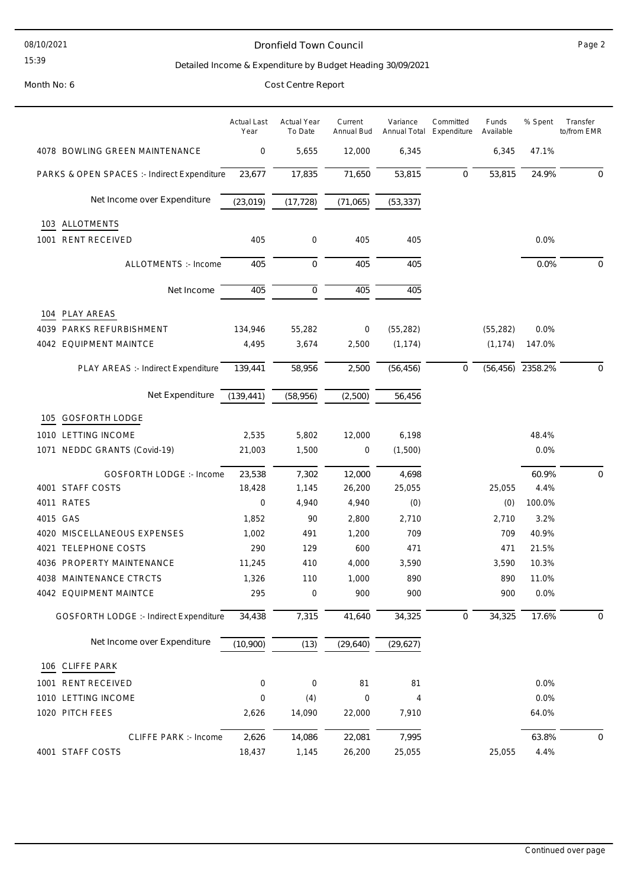Dronfield Town Council

Detailed Income & Expenditure by Budget Heading 30/09/2021

Month No: 6

Cost Centre Report

| | Actual Last Year | Actual Year To Date | Current Annual Bud | Variance Annual Total | Committed Expenditure | Funds Available | % Spent | Transfer to/from EMR |
|---|---|---|---|---|---|---|---|---|
| 4078 BOWLING GREEN MAINTENANCE | 0 | 5,655 | 12,000 | 6,345 | | 6,345 | 47.1% | |
| PARKS & OPEN SPACES :- Indirect Expenditure | 23,677 | 17,835 | 71,650 | 53,815 | 0 | 53,815 | 24.9% | 0 |
| Net Income over Expenditure | (23,019) | (17,728) | (71,065) | (53,337) | | | | |
| **103 ALLOTMENTS** | | | | | | | | |
| 1001 RENT RECEIVED | 405 | 0 | 405 | 405 | | | 0.0% | |
| ALLOTMENTS :- Income | 405 | 0 | 405 | 405 | | | 0.0% | 0 |
| Net Income | 405 | 0 | 405 | 405 | | | | |
| **104 PLAY AREAS** | | | | | | | | |
| 4039 PARKS REFURBISHMENT | 134,946 | 55,282 | 0 | (55,282) | | (55,282) | 0.0% | |
| 4042 EQUIPMENT MAINTCE | 4,495 | 3,674 | 2,500 | (1,174) | | (1,174) | 147.0% | |
| PLAY AREAS :- Indirect Expenditure | 139,441 | 58,956 | 2,500 | (56,456) | 0 | (56,456) | 2358.2% | 0 |
| Net Expenditure | (139,441) | (58,956) | (2,500) | 56,456 | | | | |
| **105 GOSFORTH LODGE** | | | | | | | | |
| 1010 LETTING INCOME | 2,535 | 5,802 | 12,000 | 6,198 | | | 48.4% | |
| 1071 NEDDC GRANTS (Covid-19) | 21,003 | 1,500 | 0 | (1,500) | | | 0.0% | |
| GOSFORTH LODGE :- Income | 23,538 | 7,302 | 12,000 | 4,698 | | | 60.9% | 0 |
| 4001 STAFF COSTS | 18,428 | 1,145 | 26,200 | 25,055 | | 25,055 | 4.4% | |
| 4011 RATES | 0 | 4,940 | 4,940 | (0) | | (0) | 100.0% | |
| 4015 GAS | 1,852 | 90 | 2,800 | 2,710 | | 2,710 | 3.2% | |
| 4020 MISCELLANEOUS EXPENSES | 1,002 | 491 | 1,200 | 709 | | 709 | 40.9% | |
| 4021 TELEPHONE COSTS | 290 | 129 | 600 | 471 | | 471 | 21.5% | |
| 4036 PROPERTY MAINTENANCE | 11,245 | 410 | 4,000 | 3,590 | | 3,590 | 10.3% | |
| 4038 MAINTENANCE CTRCTS | 1,326 | 110 | 1,000 | 890 | | 890 | 11.0% | |
| 4042 EQUIPMENT MAINTCE | 295 | 0 | 900 | 900 | | 900 | 0.0% | |
| GOSFORTH LODGE :- Indirect Expenditure | 34,438 | 7,315 | 41,640 | 34,325 | 0 | 34,325 | 17.6% | 0 |
| Net Income over Expenditure | (10,900) | (13) | (29,640) | (29,627) | | | | |
| **106 CLIFFE PARK** | | | | | | | | |
| 1001 RENT RECEIVED | 0 | 0 | 81 | 81 | | | 0.0% | |
| 1010 LETTING INCOME | 0 | (4) | 0 | 4 | | | 0.0% | |
| 1020 PITCH FEES | 2,626 | 14,090 | 22,000 | 7,910 | | | 64.0% | |
| CLIFFE PARK :- Income | 2,626 | 14,086 | 22,081 | 7,995 | | | 63.8% | 0 |
| 4001 STAFF COSTS | 18,437 | 1,145 | 26,200 | 25,055 | | 25,055 | 4.4% | |

Continued over page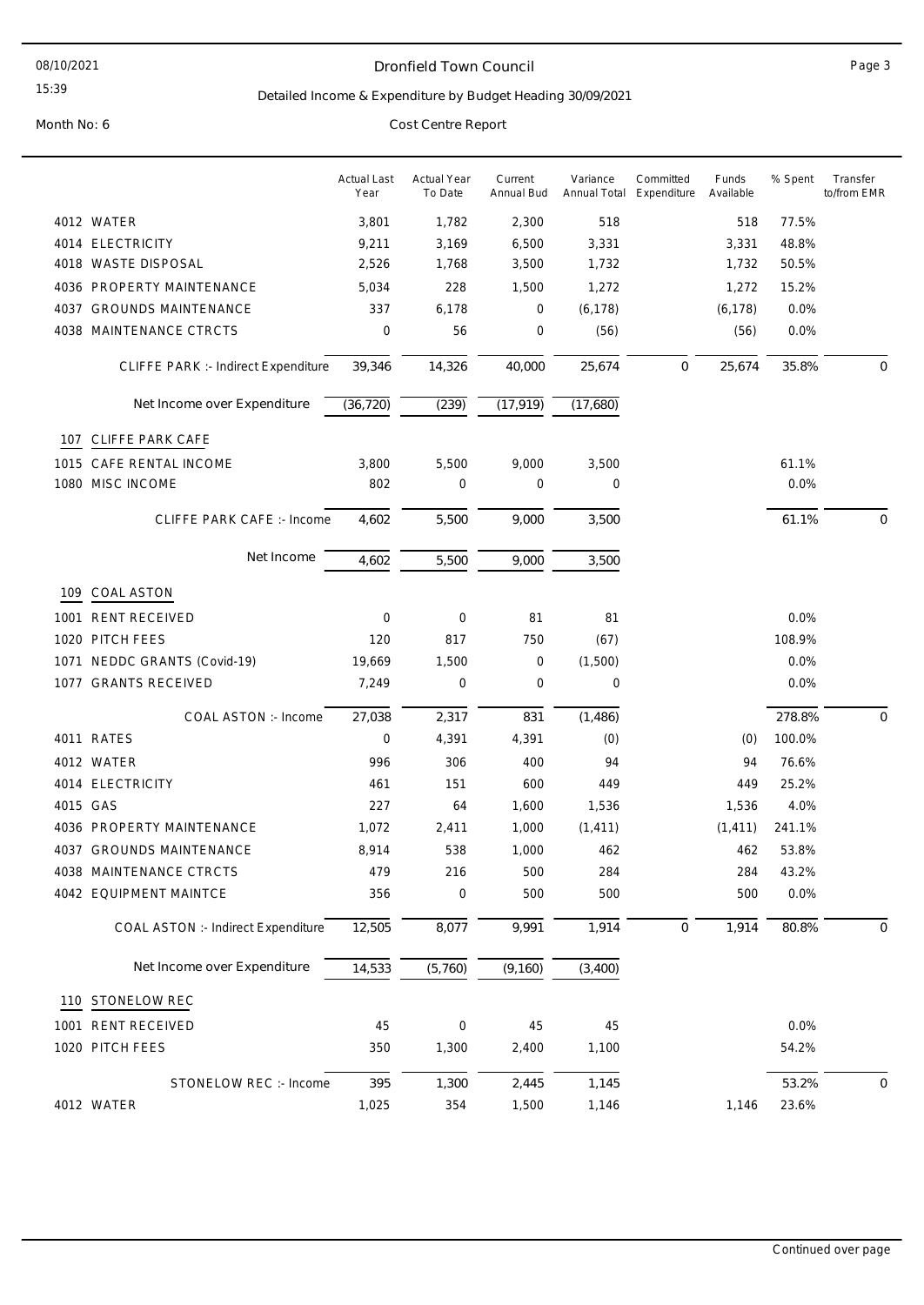# Dronfield Town Council

## Detailed Income & Expenditure by Budget Heading 30/09/2021

Month No: 6

Cost Centre Report

| | | Actual Last Year | Actual Year To Date | Current Annual Bud | Variance Annual Total | Committed Expenditure | Funds Available | % Spent | Transfer to/from EMR |
|---|---|---|---|---|---|---|---|---|---|
| 4012 | WATER | 3,801 | 1,782 | 2,300 | 518 | | 518 | 77.5% | |
| 4014 | ELECTRICITY | 9,211 | 3,169 | 6,500 | 3,331 | | 3,331 | 48.8% | |
| 4018 | WASTE DISPOSAL | 2,526 | 1,768 | 3,500 | 1,732 | | 1,732 | 50.5% | |
| 4036 | PROPERTY MAINTENANCE | 5,034 | 228 | 1,500 | 1,272 | | 1,272 | 15.2% | |
| 4037 | GROUNDS MAINTENANCE | 337 | 6,178 | 0 | (6,178) | | (6,178) | 0.0% | |
| 4038 | MAINTENANCE CTRCTS | 0 | 56 | 0 | (56) | | (56) | 0.0% | |
| | CLIFFE PARK :- Indirect Expenditure | 39,346 | 14,326 | 40,000 | 25,674 | 0 | 25,674 | 35.8% | 0 |
| | Net Income over Expenditure | (36,720) | (239) | (17,919) | (17,680) | | | | |
| 107 | CLIFFE PARK CAFE | | | | | | | | |
| 1015 | CAFE RENTAL INCOME | 3,800 | 5,500 | 9,000 | 3,500 | | | 61.1% | |
| 1080 | MISC INCOME | 802 | 0 | 0 | 0 | | | 0.0% | |
| | CLIFFE PARK CAFE :- Income | 4,602 | 5,500 | 9,000 | 3,500 | | | 61.1% | 0 |
| | Net Income | 4,602 | 5,500 | 9,000 | 3,500 | | | | |
| 109 | COAL ASTON | | | | | | | | |
| 1001 | RENT RECEIVED | 0 | 0 | 81 | 81 | | | 0.0% | |
| 1020 | PITCH FEES | 120 | 817 | 750 | (67) | | | 108.9% | |
| 1071 | NEDDC GRANTS (Covid-19) | 19,669 | 1,500 | 0 | (1,500) | | | 0.0% | |
| 1077 | GRANTS RECEIVED | 7,249 | 0 | 0 | 0 | | | 0.0% | |
| | COAL ASTON :- Income | 27,038 | 2,317 | 831 | (1,486) | | | 278.8% | 0 |
| 4011 | RATES | 0 | 4,391 | 4,391 | (0) | | (0) | 100.0% | |
| 4012 | WATER | 996 | 306 | 400 | 94 | | 94 | 76.6% | |
| 4014 | ELECTRICITY | 461 | 151 | 600 | 449 | | 449 | 25.2% | |
| 4015 | GAS | 227 | 64 | 1,600 | 1,536 | | 1,536 | 4.0% | |
| 4036 | PROPERTY MAINTENANCE | 1,072 | 2,411 | 1,000 | (1,411) | | (1,411) | 241.1% | |
| 4037 | GROUNDS MAINTENANCE | 8,914 | 538 | 1,000 | 462 | | 462 | 53.8% | |
| 4038 | MAINTENANCE CTRCTS | 479 | 216 | 500 | 284 | | 284 | 43.2% | |
| 4042 | EQUIPMENT MAINTCE | 356 | 0 | 500 | 500 | | 500 | 0.0% | |
| | COAL ASTON :- Indirect Expenditure | 12,505 | 8,077 | 9,991 | 1,914 | 0 | 1,914 | 80.8% | 0 |
| | Net Income over Expenditure | 14,533 | (5,760) | (9,160) | (3,400) | | | | |
| 110 | STONELOW REC | | | | | | | | |
| 1001 | RENT RECEIVED | 45 | 0 | 45 | 45 | | | 0.0% | |
| 1020 | PITCH FEES | 350 | 1,300 | 2,400 | 1,100 | | | 54.2% | |
| | STONELOW REC :- Income | 395 | 1,300 | 2,445 | 1,145 | | | 53.2% | 0 |
| 4012 | WATER | 1,025 | 354 | 1,500 | 1,146 | | 1,146 | 23.6% | |

Continued over page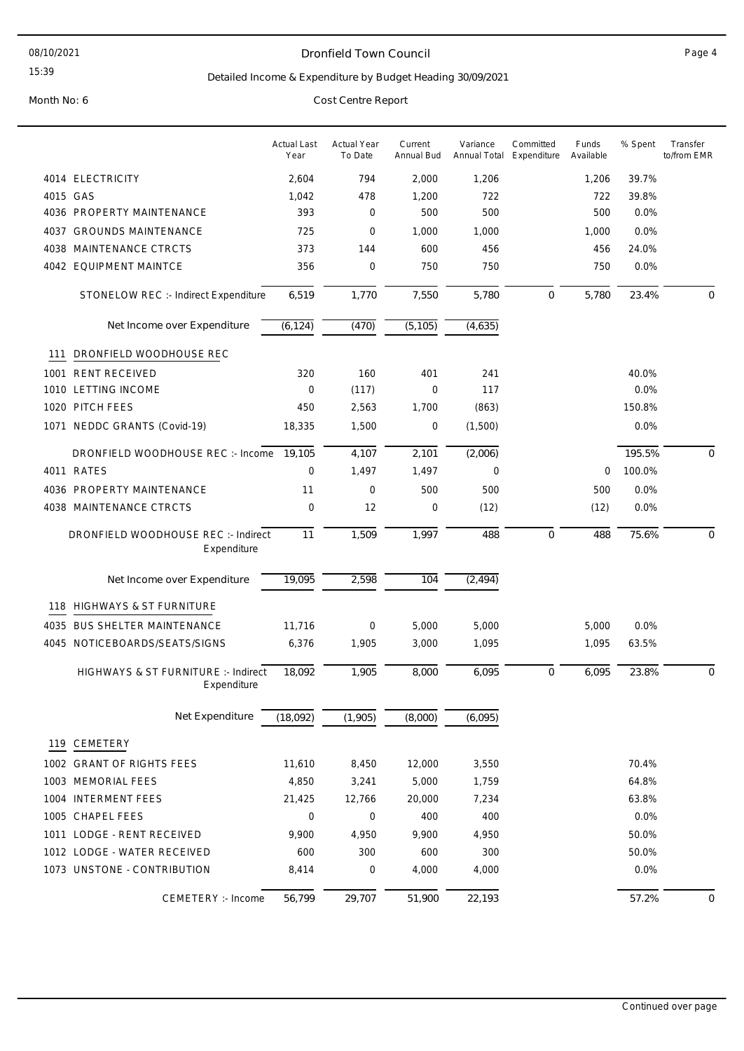# Dronfield Town Council

## Detailed Income & Expenditure by Budget Heading 30/09/2021

Month No: 6

Cost Centre Report

| | Actual Last Year | Actual Year To Date | Current Annual Bud | Variance Annual Total | Committed Expenditure | Funds Available | % Spent | Transfer to/from EMR |
|---|---|---|---|---|---|---|---|---|
| 4014 ELECTRICITY | 2,604 | 794 | 2,000 | 1,206 | | 1,206 | 39.7% | |
| 4015 GAS | 1,042 | 478 | 1,200 | 722 | | 722 | 39.8% | |
| 4036 PROPERTY MAINTENANCE | 393 | 0 | 500 | 500 | | 500 | 0.0% | |
| 4037 GROUNDS MAINTENANCE | 725 | 0 | 1,000 | 1,000 | | 1,000 | 0.0% | |
| 4038 MAINTENANCE CTRCTS | 373 | 144 | 600 | 456 | | 456 | 24.0% | |
| 4042 EQUIPMENT MAINTCE | 356 | 0 | 750 | 750 | | 750 | 0.0% | |
| STONELOW REC :- Indirect Expenditure | 6,519 | 1,770 | 7,550 | 5,780 | 0 | 5,780 | 23.4% | 0 |
| Net Income over Expenditure | (6,124) | (470) | (5,105) | (4,635) | | | | |
| **111 DRONFIELD WOODHOUSE REC** | | | | | | | | |
| 1001 RENT RECEIVED | 320 | 160 | 401 | 241 | | | 40.0% | |
| 1010 LETTING INCOME | 0 | (117) | 0 | 117 | | | 0.0% | |
| 1020 PITCH FEES | 450 | 2,563 | 1,700 | (863) | | | 150.8% | |
| 1071 NEDDC GRANTS (Covid-19) | 18,335 | 1,500 | 0 | (1,500) | | | 0.0% | |
| DRONFIELD WOODHOUSE REC :- Income | 19,105 | 4,107 | 2,101 | (2,006) | | | 195.5% | 0 |
| 4011 RATES | 0 | 1,497 | 1,497 | 0 | | 0 | 100.0% | |
| 4036 PROPERTY MAINTENANCE | 11 | 0 | 500 | 500 | | 500 | 0.0% | |
| 4038 MAINTENANCE CTRCTS | 0 | 12 | 0 | (12) | | (12) | 0.0% | |
| DRONFIELD WOODHOUSE REC :- Indirect Expenditure | 11 | 1,509 | 1,997 | 488 | 0 | 488 | 75.6% | 0 |
| Net Income over Expenditure | 19,095 | 2,598 | 104 | (2,494) | | | | |
| **118 HIGHWAYS & ST FURNITURE** | | | | | | | | |
| 4035 BUS SHELTER MAINTENANCE | 11,716 | 0 | 5,000 | 5,000 | | 5,000 | 0.0% | |
| 4045 NOTICEBOARDS/SEATS/SIGNS | 6,376 | 1,905 | 3,000 | 1,095 | | 1,095 | 63.5% | |
| HIGHWAYS & ST FURNITURE :- Indirect Expenditure | 18,092 | 1,905 | 8,000 | 6,095 | 0 | 6,095 | 23.8% | 0 |
| Net Expenditure | (18,092) | (1,905) | (8,000) | (6,095) | | | | |
| **119 CEMETERY** | | | | | | | | |
| 1002 GRANT OF RIGHTS FEES | 11,610 | 8,450 | 12,000 | 3,550 | | | 70.4% | |
| 1003 MEMORIAL FEES | 4,850 | 3,241 | 5,000 | 1,759 | | | 64.8% | |
| 1004 INTERMENT FEES | 21,425 | 12,766 | 20,000 | 7,234 | | | 63.8% | |
| 1005 CHAPEL FEES | 0 | 0 | 400 | 400 | | | 0.0% | |
| 1011 LODGE - RENT RECEIVED | 9,900 | 4,950 | 9,900 | 4,950 | | | 50.0% | |
| 1012 LODGE - WATER RECEIVED | 600 | 300 | 600 | 300 | | | 50.0% | |
| 1073 UNSTONE - CONTRIBUTION | 8,414 | 0 | 4,000 | 4,000 | | | 0.0% | |
| CEMETERY :- Income | 56,799 | 29,707 | 51,900 | 22,193 | | | 57.2% | 0 |

Continued over page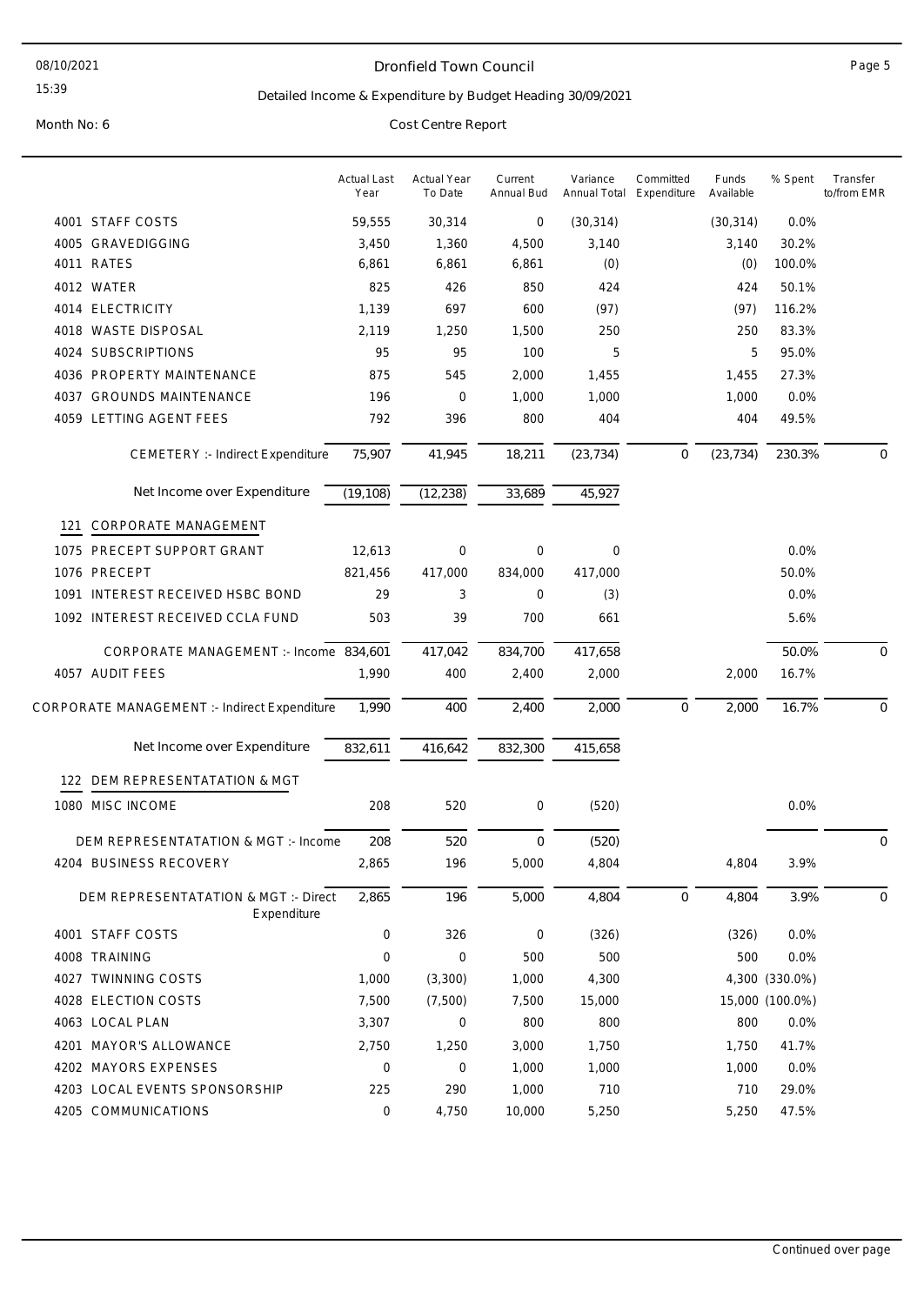# Dronfield Town Council

## Detailed Income & Expenditure by Budget Heading 30/09/2021

Month No: 6

Cost Centre Report

| | Actual Last Year | Actual Year To Date | Current Annual Bud | Variance Annual Total | Committed Expenditure | Funds Available | % Spent | Transfer to/from EMR |
|---|---|---|---|---|---|---|---|---|
| 4001 STAFF COSTS | 59,555 | 30,314 | 0 | (30,314) | | (30,314) | 0.0% | |
| 4005 GRAVEDIGGING | 3,450 | 1,360 | 4,500 | 3,140 | | 3,140 | 30.2% | |
| 4011 RATES | 6,861 | 6,861 | 6,861 | (0) | | (0) | 100.0% | |
| 4012 WATER | 825 | 426 | 850 | 424 | | 424 | 50.1% | |
| 4014 ELECTRICITY | 1,139 | 697 | 600 | (97) | | (97) | 116.2% | |
| 4018 WASTE DISPOSAL | 2,119 | 1,250 | 1,500 | 250 | | 250 | 83.3% | |
| 4024 SUBSCRIPTIONS | 95 | 95 | 100 | 5 | | 5 | 95.0% | |
| 4036 PROPERTY MAINTENANCE | 875 | 545 | 2,000 | 1,455 | | 1,455 | 27.3% | |
| 4037 GROUNDS MAINTENANCE | 196 | 0 | 1,000 | 1,000 | | 1,000 | 0.0% | |
| 4059 LETTING AGENT FEES | 792 | 396 | 800 | 404 | | 404 | 49.5% | |
| CEMETERY :- Indirect Expenditure | 75,907 | 41,945 | 18,211 | (23,734) | 0 | (23,734) | 230.3% | 0 |
| Net Income over Expenditure | (19,108) | (12,238) | 33,689 | 45,927 | | | | |
| **121 CORPORATE MANAGEMENT** | | | | | | | | |
| 1075 PRECEPT SUPPORT GRANT | 12,613 | 0 | 0 | 0 | | | 0.0% | |
| 1076 PRECEPT | 821,456 | 417,000 | 834,000 | 417,000 | | | 50.0% | |
| 1091 INTEREST RECEIVED HSBC BOND | 29 | 3 | 0 | (3) | | | 0.0% | |
| 1092 INTEREST RECEIVED CCLA FUND | 503 | 39 | 700 | 661 | | | 5.6% | |
| CORPORATE MANAGEMENT :- Income | 834,601 | 417,042 | 834,700 | 417,658 | | | 50.0% | 0 |
| 4057 AUDIT FEES | 1,990 | 400 | 2,400 | 2,000 | | 2,000 | 16.7% | |
| CORPORATE MANAGEMENT :- Indirect Expenditure | 1,990 | 400 | 2,400 | 2,000 | 0 | 2,000 | 16.7% | 0 |
| Net Income over Expenditure | 832,611 | 416,642 | 832,300 | 415,658 | | | | |
| **122 DEM REPRESENTATATION & MGT** | | | | | | | | |
| 1080 MISC INCOME | 208 | 520 | 0 | (520) | | | 0.0% | |
| DEM REPRESENTATATION & MGT :- Income | 208 | 520 | 0 | (520) | | | | 0 |
| 4204 BUSINESS RECOVERY | 2,865 | 196 | 5,000 | 4,804 | | 4,804 | 3.9% | |
| DEM REPRESENTATATION & MGT :- Direct Expenditure | 2,865 | 196 | 5,000 | 4,804 | 0 | 4,804 | 3.9% | 0 |
| 4001 STAFF COSTS | 0 | 326 | 0 | (326) | | (326) | 0.0% | |
| 4008 TRAINING | 0 | 0 | 500 | 500 | | 500 | 0.0% | |
| 4027 TWINNING COSTS | 1,000 | (3,300) | 1,000 | 4,300 | | 4,300 | (330.0%) | |
| 4028 ELECTION COSTS | 7,500 | (7,500) | 7,500 | 15,000 | | 15,000 | (100.0%) | |
| 4063 LOCAL PLAN | 3,307 | 0 | 800 | 800 | | 800 | 0.0% | |
| 4201 MAYOR'S ALLOWANCE | 2,750 | 1,250 | 3,000 | 1,750 | | 1,750 | 41.7% | |
| 4202 MAYORS EXPENSES | 0 | 0 | 1,000 | 1,000 | | 1,000 | 0.0% | |
| 4203 LOCAL EVENTS SPONSORSHIP | 225 | 290 | 1,000 | 710 | | 710 | 29.0% | |
| 4205 COMMUNICATIONS | 0 | 4,750 | 10,000 | 5,250 | | 5,250 | 47.5% | |

Continued over page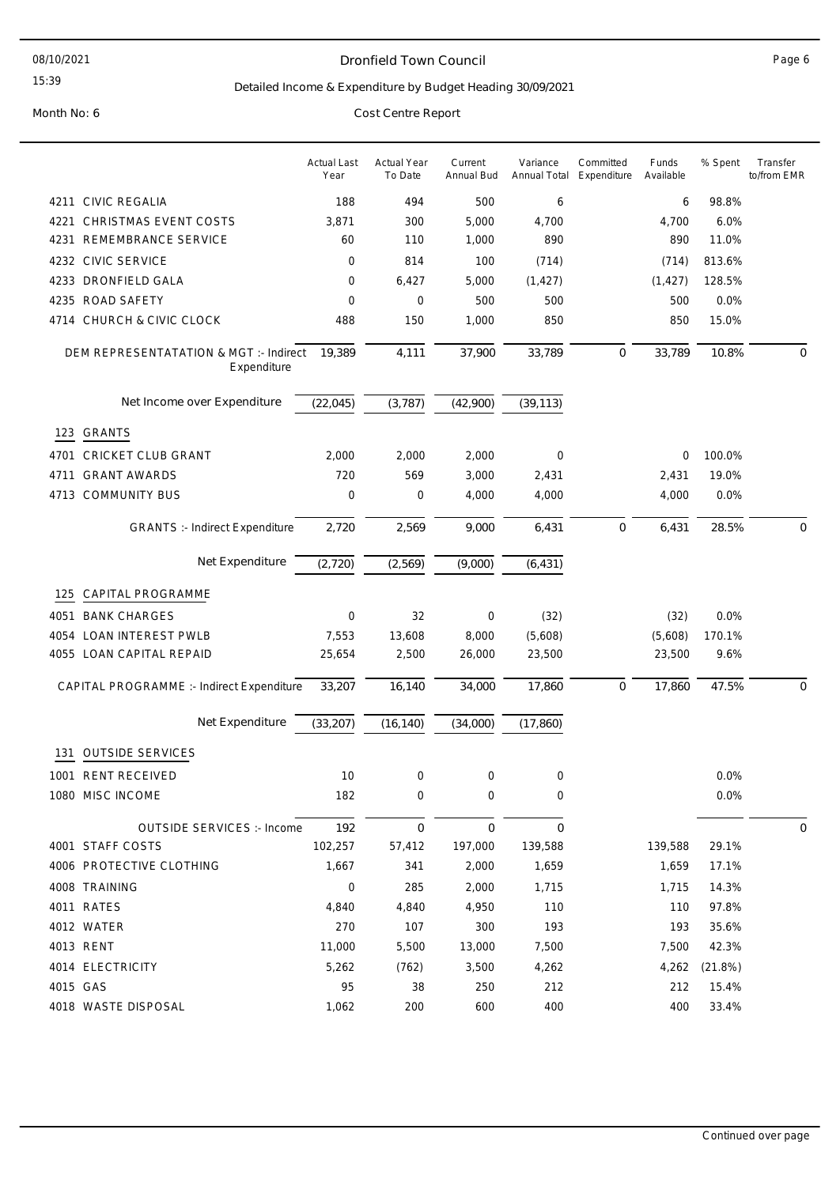# Dronfield Town Council

## Detailed Income & Expenditure by Budget Heading 30/09/2021

Month No: 6

Cost Centre Report

| | Actual Last Year | Actual Year To Date | Current Annual Bud | Variance Annual Total | Committed Expenditure | Funds Available | % Spent | Transfer to/from EMR |
|---|---|---|---|---|---|---|---|---|
| 4211 CIVIC REGALIA | 188 | 494 | 500 | 6 | | 6 | 98.8% | |
| 4221 CHRISTMAS EVENT COSTS | 3,871 | 300 | 5,000 | 4,700 | | 4,700 | 6.0% | |
| 4231 REMEMBRANCE SERVICE | 60 | 110 | 1,000 | 890 | | 890 | 11.0% | |
| 4232 CIVIC SERVICE | 0 | 814 | 100 | (714) | | (714) | 813.6% | |
| 4233 DRONFIELD GALA | 0 | 6,427 | 5,000 | (1,427) | | (1,427) | 128.5% | |
| 4235 ROAD SAFETY | 0 | 0 | 500 | 500 | | 500 | 0.0% | |
| 4714 CHURCH & CIVIC CLOCK | 488 | 150 | 1,000 | 850 | | 850 | 15.0% | |
| DEM REPRESENTATATION & MGT :- Indirect Expenditure | 19,389 | 4,111 | 37,900 | 33,789 | 0 | 33,789 | 10.8% | 0 |
| Net Income over Expenditure | (22,045) | (3,787) | (42,900) | (39,113) | | | | |
| **123 GRANTS** | | | | | | | | |
| 4701 CRICKET CLUB GRANT | 2,000 | 2,000 | 2,000 | 0 | | 0 | 100.0% | |
| 4711 GRANT AWARDS | 720 | 569 | 3,000 | 2,431 | | 2,431 | 19.0% | |
| 4713 COMMUNITY BUS | 0 | 0 | 4,000 | 4,000 | | 4,000 | 0.0% | |
| GRANTS :- Indirect Expenditure | 2,720 | 2,569 | 9,000 | 6,431 | 0 | 6,431 | 28.5% | 0 |
| Net Expenditure | (2,720) | (2,569) | (9,000) | (6,431) | | | | |
| **125 CAPITAL PROGRAMME** | | | | | | | | |
| 4051 BANK CHARGES | 0 | 32 | 0 | (32) | | (32) | 0.0% | |
| 4054 LOAN INTEREST PWLB | 7,553 | 13,608 | 8,000 | (5,608) | | (5,608) | 170.1% | |
| 4055 LOAN CAPITAL REPAID | 25,654 | 2,500 | 26,000 | 23,500 | | 23,500 | 9.6% | |
| CAPITAL PROGRAMME :- Indirect Expenditure | 33,207 | 16,140 | 34,000 | 17,860 | 0 | 17,860 | 47.5% | 0 |
| Net Expenditure | (33,207) | (16,140) | (34,000) | (17,860) | | | | |
| **131 OUTSIDE SERVICES** | | | | | | | | |
| 1001 RENT RECEIVED | 10 | 0 | 0 | 0 | | | 0.0% | |
| 1080 MISC INCOME | 182 | 0 | 0 | 0 | | | 0.0% | |
| OUTSIDE SERVICES :- Income | 192 | 0 | 0 | 0 | | | | 0 |
| 4001 STAFF COSTS | 102,257 | 57,412 | 197,000 | 139,588 | | 139,588 | 29.1% | |
| 4006 PROTECTIVE CLOTHING | 1,667 | 341 | 2,000 | 1,659 | | 1,659 | 17.1% | |
| 4008 TRAINING | 0 | 285 | 2,000 | 1,715 | | 1,715 | 14.3% | |
| 4011 RATES | 4,840 | 4,840 | 4,950 | 110 | | 110 | 97.8% | |
| 4012 WATER | 270 | 107 | 300 | 193 | | 193 | 35.6% | |
| 4013 RENT | 11,000 | 5,500 | 13,000 | 7,500 | | 7,500 | 42.3% | |
| 4014 ELECTRICITY | 5,262 | (762) | 3,500 | 4,262 | | 4,262 | (21.8%) | |
| 4015 GAS | 95 | 38 | 250 | 212 | | 212 | 15.4% | |
| 4018 WASTE DISPOSAL | 1,062 | 200 | 600 | 400 | | 400 | 33.4% | |

Continued over page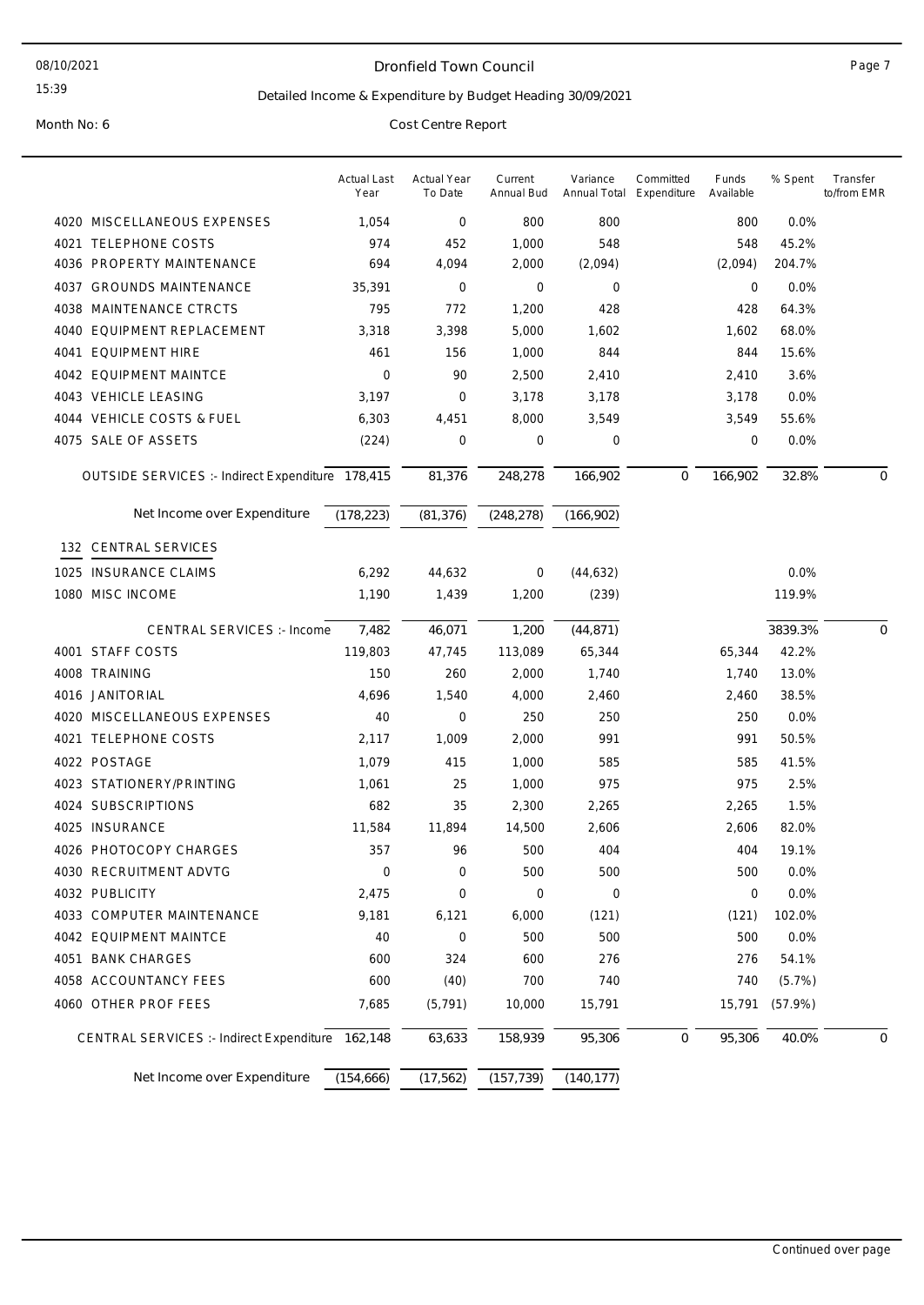# Dronfield Town Council

## Detailed Income & Expenditure by Budget Heading 30/09/2021

Month No: 6

Cost Centre Report

| | Actual Last Year | Actual Year To Date | Current Annual Bud | Variance Annual Total | Committed Expenditure | Funds Available | % Spent | Transfer to/from EMR |
|---|---|---|---|---|---|---|---|---|
| 4020 MISCELLANEOUS EXPENSES | 1,054 | 0 | 800 | 800 | | 800 | 0.0% | |
| 4021 TELEPHONE COSTS | 974 | 452 | 1,000 | 548 | | 548 | 45.2% | |
| 4036 PROPERTY MAINTENANCE | 694 | 4,094 | 2,000 | (2,094) | | (2,094) | 204.7% | |
| 4037 GROUNDS MAINTENANCE | 35,391 | 0 | 0 | 0 | | 0 | 0.0% | |
| 4038 MAINTENANCE CTRCTS | 795 | 772 | 1,200 | 428 | | 428 | 64.3% | |
| 4040 EQUIPMENT REPLACEMENT | 3,318 | 3,398 | 5,000 | 1,602 | | 1,602 | 68.0% | |
| 4041 EQUIPMENT HIRE | 461 | 156 | 1,000 | 844 | | 844 | 15.6% | |
| 4042 EQUIPMENT MAINTCE | 0 | 90 | 2,500 | 2,410 | | 2,410 | 3.6% | |
| 4043 VEHICLE LEASING | 3,197 | 0 | 3,178 | 3,178 | | 3,178 | 0.0% | |
| 4044 VEHICLE COSTS & FUEL | 6,303 | 4,451 | 8,000 | 3,549 | | 3,549 | 55.6% | |
| 4075 SALE OF ASSETS | (224) | 0 | 0 | 0 | | 0 | 0.0% | |
| OUTSIDE SERVICES :- Indirect Expenditure | 178,415 | 81,376 | 248,278 | 166,902 | 0 | 166,902 | 32.8% | 0 |
| Net Income over Expenditure | (178,223) | (81,376) | (248,278) | (166,902) | | | | |
| **132 CENTRAL SERVICES** | | | | | | | | |
| 1025 INSURANCE CLAIMS | 6,292 | 44,632 | 0 | (44,632) | | | 0.0% | |
| 1080 MISC INCOME | 1,190 | 1,439 | 1,200 | (239) | | | 119.9% | |
| CENTRAL SERVICES :- Income | 7,482 | 46,071 | 1,200 | (44,871) | | | 3839.3% | 0 |
| 4001 STAFF COSTS | 119,803 | 47,745 | 113,089 | 65,344 | | 65,344 | 42.2% | |
| 4008 TRAINING | 150 | 260 | 2,000 | 1,740 | | 1,740 | 13.0% | |
| 4016 JANITORIAL | 4,696 | 1,540 | 4,000 | 2,460 | | 2,460 | 38.5% | |
| 4020 MISCELLANEOUS EXPENSES | 40 | 0 | 250 | 250 | | 250 | 0.0% | |
| 4021 TELEPHONE COSTS | 2,117 | 1,009 | 2,000 | 991 | | 991 | 50.5% | |
| 4022 POSTAGE | 1,079 | 415 | 1,000 | 585 | | 585 | 41.5% | |
| 4023 STATIONERY/PRINTING | 1,061 | 25 | 1,000 | 975 | | 975 | 2.5% | |
| 4024 SUBSCRIPTIONS | 682 | 35 | 2,300 | 2,265 | | 2,265 | 1.5% | |
| 4025 INSURANCE | 11,584 | 11,894 | 14,500 | 2,606 | | 2,606 | 82.0% | |
| 4026 PHOTOCOPY CHARGES | 357 | 96 | 500 | 404 | | 404 | 19.1% | |
| 4030 RECRUITMENT ADVTG | 0 | 0 | 500 | 500 | | 500 | 0.0% | |
| 4032 PUBLICITY | 2,475 | 0 | 0 | 0 | | 0 | 0.0% | |
| 4033 COMPUTER MAINTENANCE | 9,181 | 6,121 | 6,000 | (121) | | (121) | 102.0% | |
| 4042 EQUIPMENT MAINTCE | 40 | 0 | 500 | 500 | | 500 | 0.0% | |
| 4051 BANK CHARGES | 600 | 324 | 600 | 276 | | 276 | 54.1% | |
| 4058 ACCOUNTANCY FEES | 600 | (40) | 700 | 740 | | 740 | (5.7%) | |
| 4060 OTHER PROF FEES | 7,685 | (5,791) | 10,000 | 15,791 | | 15,791 | (57.9%) | |
| CENTRAL SERVICES :- Indirect Expenditure | 162,148 | 63,633 | 158,939 | 95,306 | 0 | 95,306 | 40.0% | 0 |
| Net Income over Expenditure | (154,666) | (17,562) | (157,739) | (140,177) | | | | |

Continued over page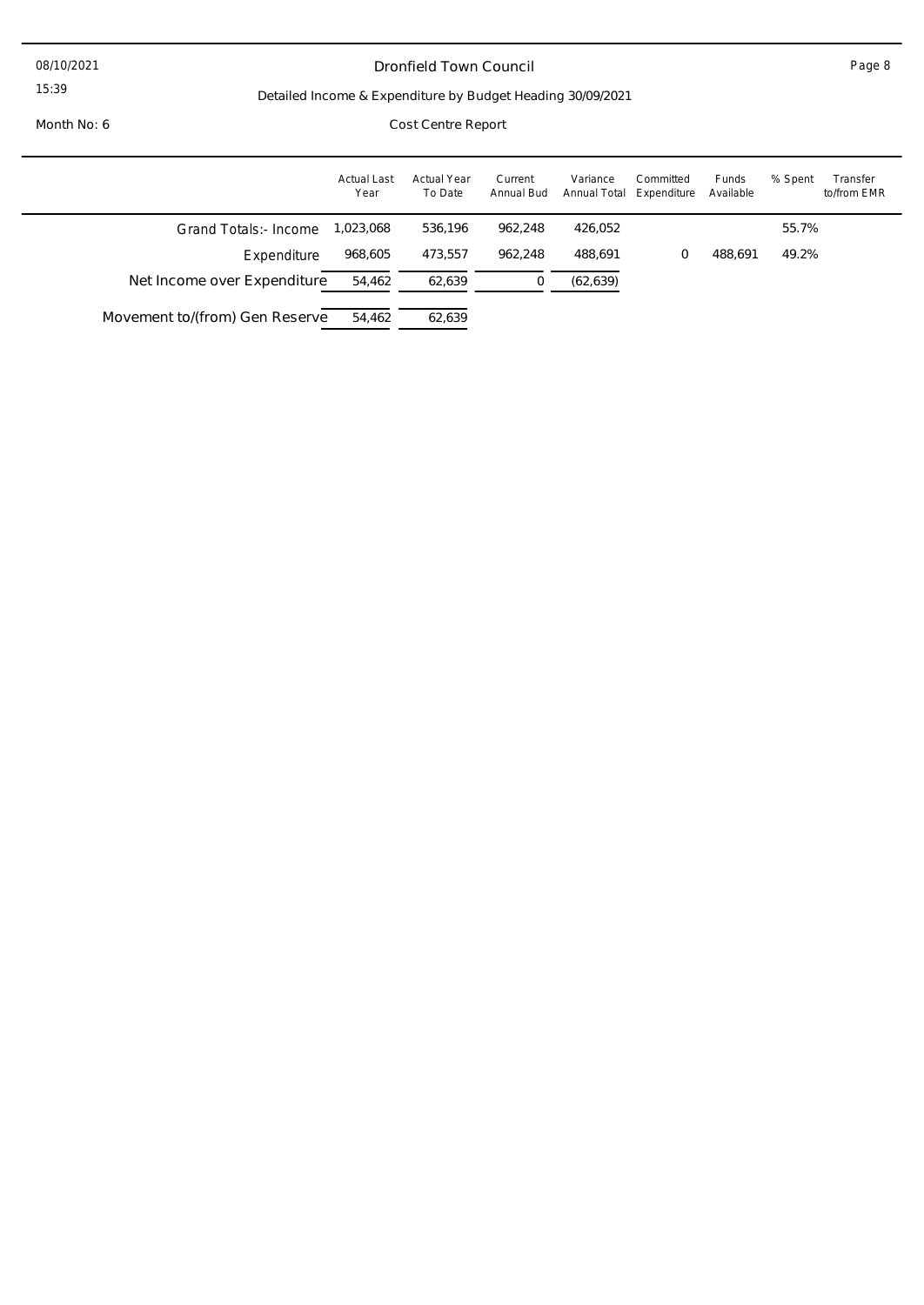Dronfield Town Council

Detailed Income & Expenditure by Budget Heading 30/09/2021

Month No: 6

Cost Centre Report

| | Actual Last Year | Actual Year To Date | Current Annual Bud | Variance Annual Total | Committed Expenditure | Funds Available | % Spent | Transfer to/from EMR |
|---|---|---|---|---|---|---|---|---|
| Grand Totals:- Income | 1,023,068 | 536,196 | 962,248 | 426,052 | | | 55.7% | |
| Expenditure | 968,605 | 473,557 | 962,248 | 488,691 | 0 | 488,691 | 49.2% | |
| Net Income over Expenditure | 54,462 | 62,639 | 0 | (62,639) | | | | |
| Movement to/(from) Gen Reserve | 54,462 | 62,639 | | | | | | |